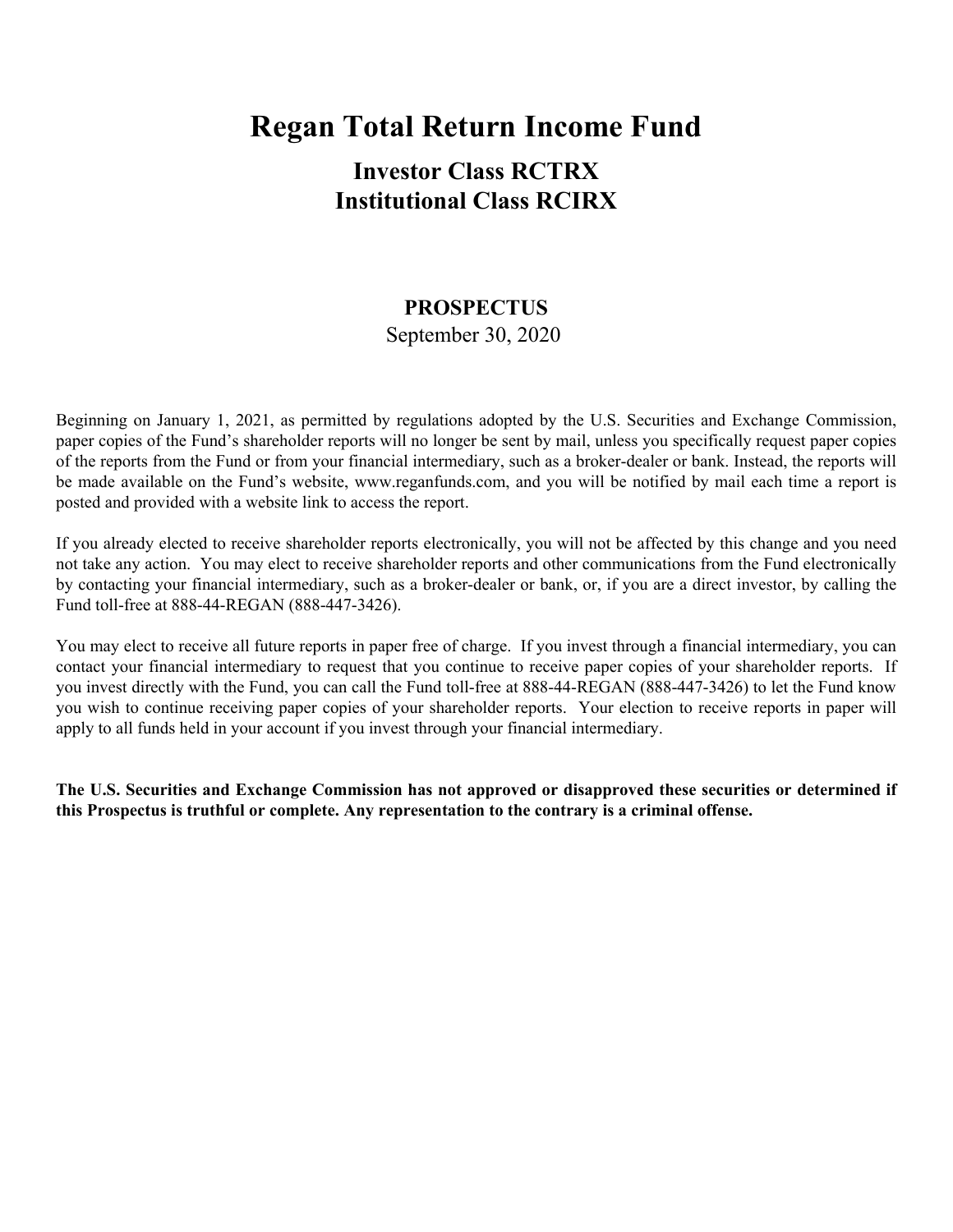# Regan Total Return Income Fund

## Investor Class RCTRX
## Institutional Class RCIRX

**PROSPECTUS**

September 30, 2020

Beginning on January 1, 2021, as permitted by regulations adopted by the U.S. Securities and Exchange Commission, paper copies of the Fund's shareholder reports will no longer be sent by mail, unless you specifically request paper copies of the reports from the Fund or from your financial intermediary, such as a broker-dealer or bank. Instead, the reports will be made available on the Fund's website, www.reganfunds.com, and you will be notified by mail each time a report is posted and provided with a website link to access the report.

If you already elected to receive shareholder reports electronically, you will not be affected by this change and you need not take any action. You may elect to receive shareholder reports and other communications from the Fund electronically by contacting your financial intermediary, such as a broker-dealer or bank, or, if you are a direct investor, by calling the Fund toll-free at 888-44-REGAN (888-447-3426).

You may elect to receive all future reports in paper free of charge. If you invest through a financial intermediary, you can contact your financial intermediary to request that you continue to receive paper copies of your shareholder reports. If you invest directly with the Fund, you can call the Fund toll-free at 888-44-REGAN (888-447-3426) to let the Fund know you wish to continue receiving paper copies of your shareholder reports. Your election to receive reports in paper will apply to all funds held in your account if you invest through your financial intermediary.

**The U.S. Securities and Exchange Commission has not approved or disapproved these securities or determined if this Prospectus is truthful or complete. Any representation to the contrary is a criminal offense.**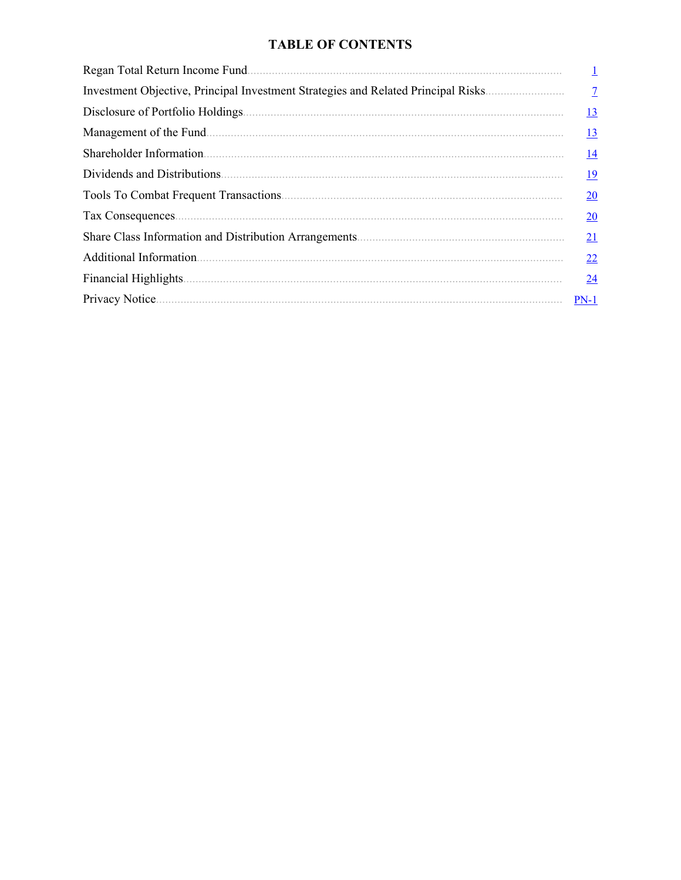# TABLE OF CONTENTS

| | |
|---|---|
| Regan Total Return Income Fund | 1 |
| Investment Objective, Principal Investment Strategies and Related Principal Risks | 7 |
| Disclosure of Portfolio Holdings | 13 |
| Management of the Fund | 13 |
| Shareholder Information | 14 |
| Dividends and Distributions | 19 |
| Tools To Combat Frequent Transactions | 20 |
| Tax Consequences | 20 |
| Share Class Information and Distribution Arrangements | 21 |
| Additional Information | 22 |
| Financial Highlights | 24 |
| Privacy Notice | PN-1 |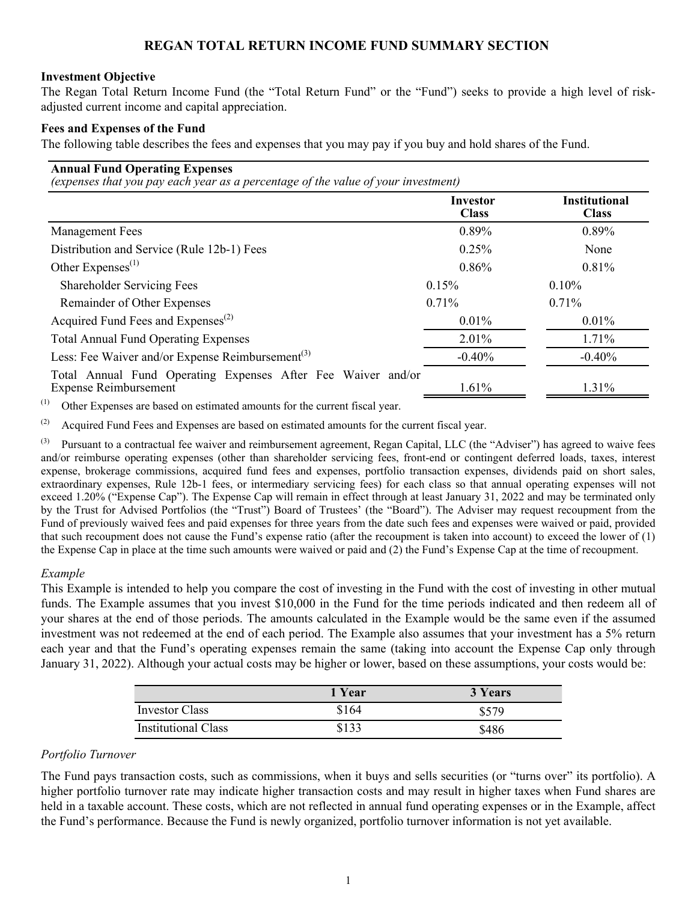## REGAN TOTAL RETURN INCOME FUND SUMMARY SECTION

**Investment Objective**

The Regan Total Return Income Fund (the "Total Return Fund" or the "Fund") seeks to provide a high level of risk-adjusted current income and capital appreciation.

**Fees and Expenses of the Fund**

The following table describes the fees and expenses that you may pay if you buy and hold shares of the Fund.

| **Annual Fund Operating Expenses** *(expenses that you pay each year as a percentage of the value of your investment)* | **Investor Class** | **Institutional Class** |
|---|---|---|
| Management Fees | 0.89% | 0.89% |
| Distribution and Service (Rule 12b-1) Fees | 0.25% | None |
| Other Expenses[(1)] | 0.86% | 0.81% |
| Shareholder Servicing Fees | 0.15% | 0.10% |
| Remainder of Other Expenses | 0.71% | 0.71% |
| Acquired Fund Fees and Expenses[(2)] | 0.01% | 0.01% |
| Total Annual Fund Operating Expenses | 2.01% | 1.71% |
| Less: Fee Waiver and/or Expense Reimbursement[(3)] | -0.40% | -0.40% |
| Total Annual Fund Operating Expenses After Fee Waiver and/or Expense Reimbursement | 1.61% | 1.31% |

(1) Other Expenses are based on estimated amounts for the current fiscal year.

(2) Acquired Fund Fees and Expenses are based on estimated amounts for the current fiscal year.

(3) Pursuant to a contractual fee waiver and reimbursement agreement, Regan Capital, LLC (the "Adviser") has agreed to waive fees and/or reimburse operating expenses (other than shareholder servicing fees, front-end or contingent deferred loads, taxes, interest expense, brokerage commissions, acquired fund fees and expenses, portfolio transaction expenses, dividends paid on short sales, extraordinary expenses, Rule 12b-1 fees, or intermediary servicing fees) for each class so that annual operating expenses will not exceed 1.20% ("Expense Cap"). The Expense Cap will remain in effect through at least January 31, 2022 and may be terminated only by the Trust for Advised Portfolios (the "Trust") Board of Trustees' (the "Board"). The Adviser may request recoupment from the Fund of previously waived fees and paid expenses for three years from the date such fees and expenses were waived or paid, provided that such recoupment does not cause the Fund's expense ratio (after the recoupment is taken into account) to exceed the lower of (1) the Expense Cap in place at the time such amounts were waived or paid and (2) the Fund's Expense Cap at the time of recoupment.

*Example*

This Example is intended to help you compare the cost of investing in the Fund with the cost of investing in other mutual funds. The Example assumes that you invest $10,000 in the Fund for the time periods indicated and then redeem all of your shares at the end of those periods. The amounts calculated in the Example would be the same even if the assumed investment was not redeemed at the end of each period. The Example also assumes that your investment has a 5% return each year and that the Fund's operating expenses remain the same (taking into account the Expense Cap only through January 31, 2022). Although your actual costs may be higher or lower, based on these assumptions, your costs would be:

| | 1 Year | 3 Years |
|---|---|---|
| Investor Class | $164 | $579 |
| Institutional Class | $133 | $486 |

*Portfolio Turnover*

The Fund pays transaction costs, such as commissions, when it buys and sells securities (or "turns over" its portfolio). A higher portfolio turnover rate may indicate higher transaction costs and may result in higher taxes when Fund shares are held in a taxable account. These costs, which are not reflected in annual fund operating expenses or in the Example, affect the Fund's performance. Because the Fund is newly organized, portfolio turnover information is not yet available.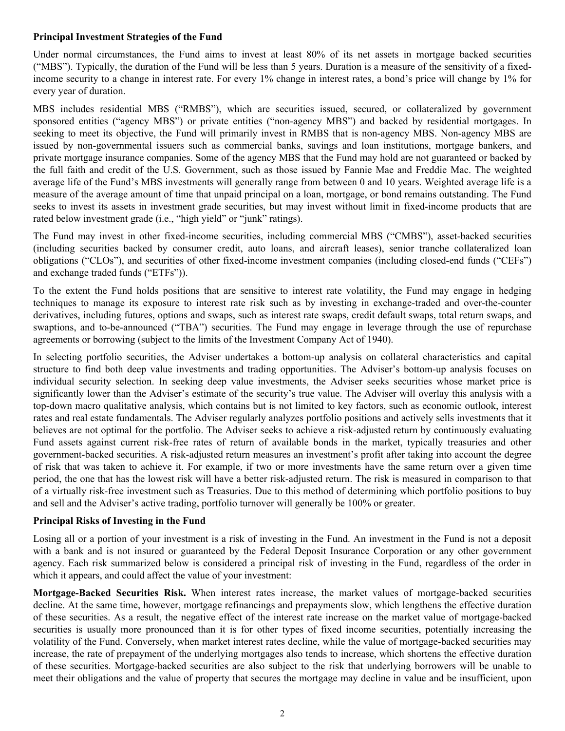**Principal Investment Strategies of the Fund**

Under normal circumstances, the Fund aims to invest at least 80% of its net assets in mortgage backed securities ("MBS"). Typically, the duration of the Fund will be less than 5 years. Duration is a measure of the sensitivity of a fixed-income security to a change in interest rate. For every 1% change in interest rates, a bond's price will change by 1% for every year of duration.

MBS includes residential MBS ("RMBS"), which are securities issued, secured, or collateralized by government sponsored entities ("agency MBS") or private entities ("non-agency MBS") and backed by residential mortgages. In seeking to meet its objective, the Fund will primarily invest in RMBS that is non-agency MBS. Non-agency MBS are issued by non-governmental issuers such as commercial banks, savings and loan institutions, mortgage bankers, and private mortgage insurance companies. Some of the agency MBS that the Fund may hold are not guaranteed or backed by the full faith and credit of the U.S. Government, such as those issued by Fannie Mae and Freddie Mac. The weighted average life of the Fund's MBS investments will generally range from between 0 and 10 years. Weighted average life is a measure of the average amount of time that unpaid principal on a loan, mortgage, or bond remains outstanding. The Fund seeks to invest its assets in investment grade securities, but may invest without limit in fixed-income products that are rated below investment grade (i.e., "high yield" or "junk" ratings).

The Fund may invest in other fixed-income securities, including commercial MBS ("CMBS"), asset-backed securities (including securities backed by consumer credit, auto loans, and aircraft leases), senior tranche collateralized loan obligations ("CLOs"), and securities of other fixed-income investment companies (including closed-end funds ("CEFs") and exchange traded funds ("ETFs")).

To the extent the Fund holds positions that are sensitive to interest rate volatility, the Fund may engage in hedging techniques to manage its exposure to interest rate risk such as by investing in exchange-traded and over-the-counter derivatives, including futures, options and swaps, such as interest rate swaps, credit default swaps, total return swaps, and swaptions, and to-be-announced ("TBA") securities. The Fund may engage in leverage through the use of repurchase agreements or borrowing (subject to the limits of the Investment Company Act of 1940).

In selecting portfolio securities, the Adviser undertakes a bottom-up analysis on collateral characteristics and capital structure to find both deep value investments and trading opportunities. The Adviser's bottom-up analysis focuses on individual security selection. In seeking deep value investments, the Adviser seeks securities whose market price is significantly lower than the Adviser's estimate of the security's true value. The Adviser will overlay this analysis with a top-down macro qualitative analysis, which contains but is not limited to key factors, such as economic outlook, interest rates and real estate fundamentals. The Adviser regularly analyzes portfolio positions and actively sells investments that it believes are not optimal for the portfolio. The Adviser seeks to achieve a risk-adjusted return by continuously evaluating Fund assets against current risk-free rates of return of available bonds in the market, typically treasuries and other government-backed securities. A risk-adjusted return measures an investment's profit after taking into account the degree of risk that was taken to achieve it. For example, if two or more investments have the same return over a given time period, the one that has the lowest risk will have a better risk-adjusted return. The risk is measured in comparison to that of a virtually risk-free investment such as Treasuries. Due to this method of determining which portfolio positions to buy and sell and the Adviser's active trading, portfolio turnover will generally be 100% or greater.

**Principal Risks of Investing in the Fund**

Losing all or a portion of your investment is a risk of investing in the Fund. An investment in the Fund is not a deposit with a bank and is not insured or guaranteed by the Federal Deposit Insurance Corporation or any other government agency. Each risk summarized below is considered a principal risk of investing in the Fund, regardless of the order in which it appears, and could affect the value of your investment:

**Mortgage-Backed Securities Risk.** When interest rates increase, the market values of mortgage-backed securities decline. At the same time, however, mortgage refinancings and prepayments slow, which lengthens the effective duration of these securities. As a result, the negative effect of the interest rate increase on the market value of mortgage-backed securities is usually more pronounced than it is for other types of fixed income securities, potentially increasing the volatility of the Fund. Conversely, when market interest rates decline, while the value of mortgage-backed securities may increase, the rate of prepayment of the underlying mortgages also tends to increase, which shortens the effective duration of these securities. Mortgage-backed securities are also subject to the risk that underlying borrowers will be unable to meet their obligations and the value of property that secures the mortgage may decline in value and be insufficient, upon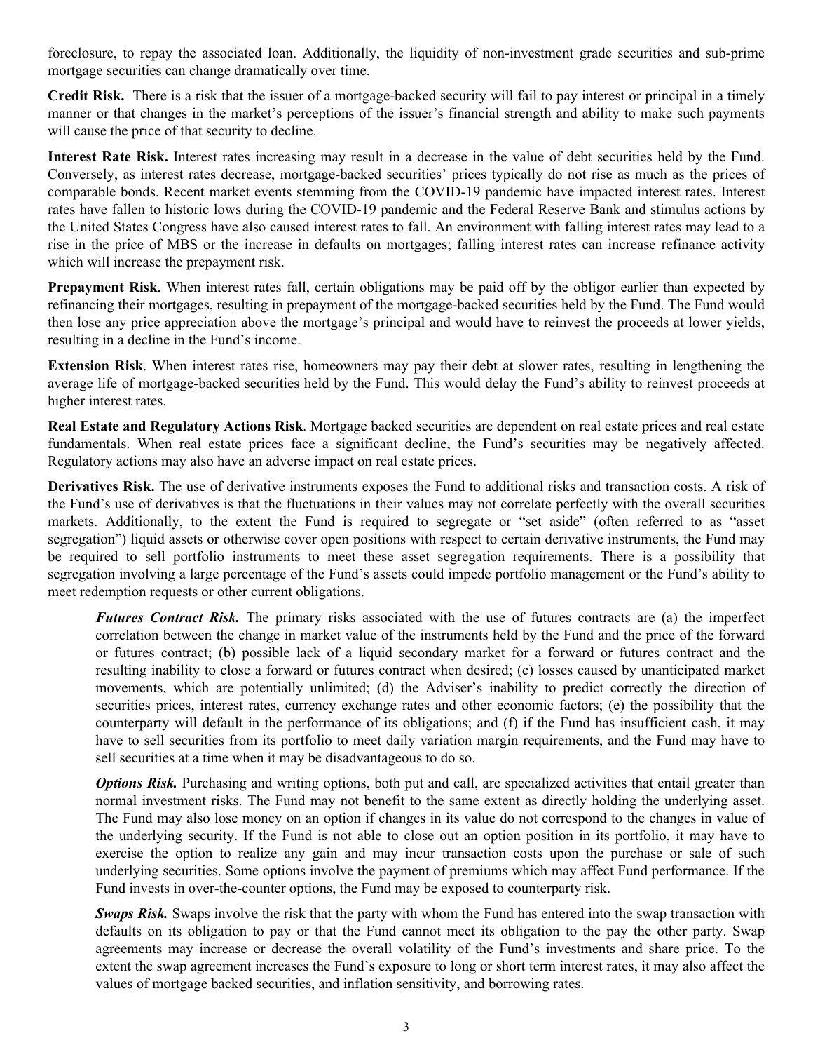foreclosure, to repay the associated loan. Additionally, the liquidity of non-investment grade securities and sub-prime mortgage securities can change dramatically over time.

**Credit Risk.** There is a risk that the issuer of a mortgage-backed security will fail to pay interest or principal in a timely manner or that changes in the market's perceptions of the issuer's financial strength and ability to make such payments will cause the price of that security to decline.

**Interest Rate Risk.** Interest rates increasing may result in a decrease in the value of debt securities held by the Fund. Conversely, as interest rates decrease, mortgage-backed securities' prices typically do not rise as much as the prices of comparable bonds. Recent market events stemming from the COVID-19 pandemic have impacted interest rates. Interest rates have fallen to historic lows during the COVID-19 pandemic and the Federal Reserve Bank and stimulus actions by the United States Congress have also caused interest rates to fall. An environment with falling interest rates may lead to a rise in the price of MBS or the increase in defaults on mortgages; falling interest rates can increase refinance activity which will increase the prepayment risk.

**Prepayment Risk.** When interest rates fall, certain obligations may be paid off by the obligor earlier than expected by refinancing their mortgages, resulting in prepayment of the mortgage-backed securities held by the Fund. The Fund would then lose any price appreciation above the mortgage's principal and would have to reinvest the proceeds at lower yields, resulting in a decline in the Fund's income.

**Extension Risk**. When interest rates rise, homeowners may pay their debt at slower rates, resulting in lengthening the average life of mortgage-backed securities held by the Fund. This would delay the Fund's ability to reinvest proceeds at higher interest rates.

**Real Estate and Regulatory Actions Risk**. Mortgage backed securities are dependent on real estate prices and real estate fundamentals. When real estate prices face a significant decline, the Fund's securities may be negatively affected. Regulatory actions may also have an adverse impact on real estate prices.

**Derivatives Risk.** The use of derivative instruments exposes the Fund to additional risks and transaction costs. A risk of the Fund's use of derivatives is that the fluctuations in their values may not correlate perfectly with the overall securities markets. Additionally, to the extent the Fund is required to segregate or "set aside" (often referred to as "asset segregation") liquid assets or otherwise cover open positions with respect to certain derivative instruments, the Fund may be required to sell portfolio instruments to meet these asset segregation requirements. There is a possibility that segregation involving a large percentage of the Fund's assets could impede portfolio management or the Fund's ability to meet redemption requests or other current obligations.

***Futures Contract Risk.*** The primary risks associated with the use of futures contracts are (a) the imperfect correlation between the change in market value of the instruments held by the Fund and the price of the forward or futures contract; (b) possible lack of a liquid secondary market for a forward or futures contract and the resulting inability to close a forward or futures contract when desired; (c) losses caused by unanticipated market movements, which are potentially unlimited; (d) the Adviser's inability to predict correctly the direction of securities prices, interest rates, currency exchange rates and other economic factors; (e) the possibility that the counterparty will default in the performance of its obligations; and (f) if the Fund has insufficient cash, it may have to sell securities from its portfolio to meet daily variation margin requirements, and the Fund may have to sell securities at a time when it may be disadvantageous to do so.

***Options Risk.*** Purchasing and writing options, both put and call, are specialized activities that entail greater than normal investment risks. The Fund may not benefit to the same extent as directly holding the underlying asset. The Fund may also lose money on an option if changes in its value do not correspond to the changes in value of the underlying security. If the Fund is not able to close out an option position in its portfolio, it may have to exercise the option to realize any gain and may incur transaction costs upon the purchase or sale of such underlying securities. Some options involve the payment of premiums which may affect Fund performance. If the Fund invests in over-the-counter options, the Fund may be exposed to counterparty risk.

***Swaps Risk.*** Swaps involve the risk that the party with whom the Fund has entered into the swap transaction with defaults on its obligation to pay or that the Fund cannot meet its obligation to the pay the other party. Swap agreements may increase or decrease the overall volatility of the Fund's investments and share price. To the extent the swap agreement increases the Fund's exposure to long or short term interest rates, it may also affect the values of mortgage backed securities, and inflation sensitivity, and borrowing rates.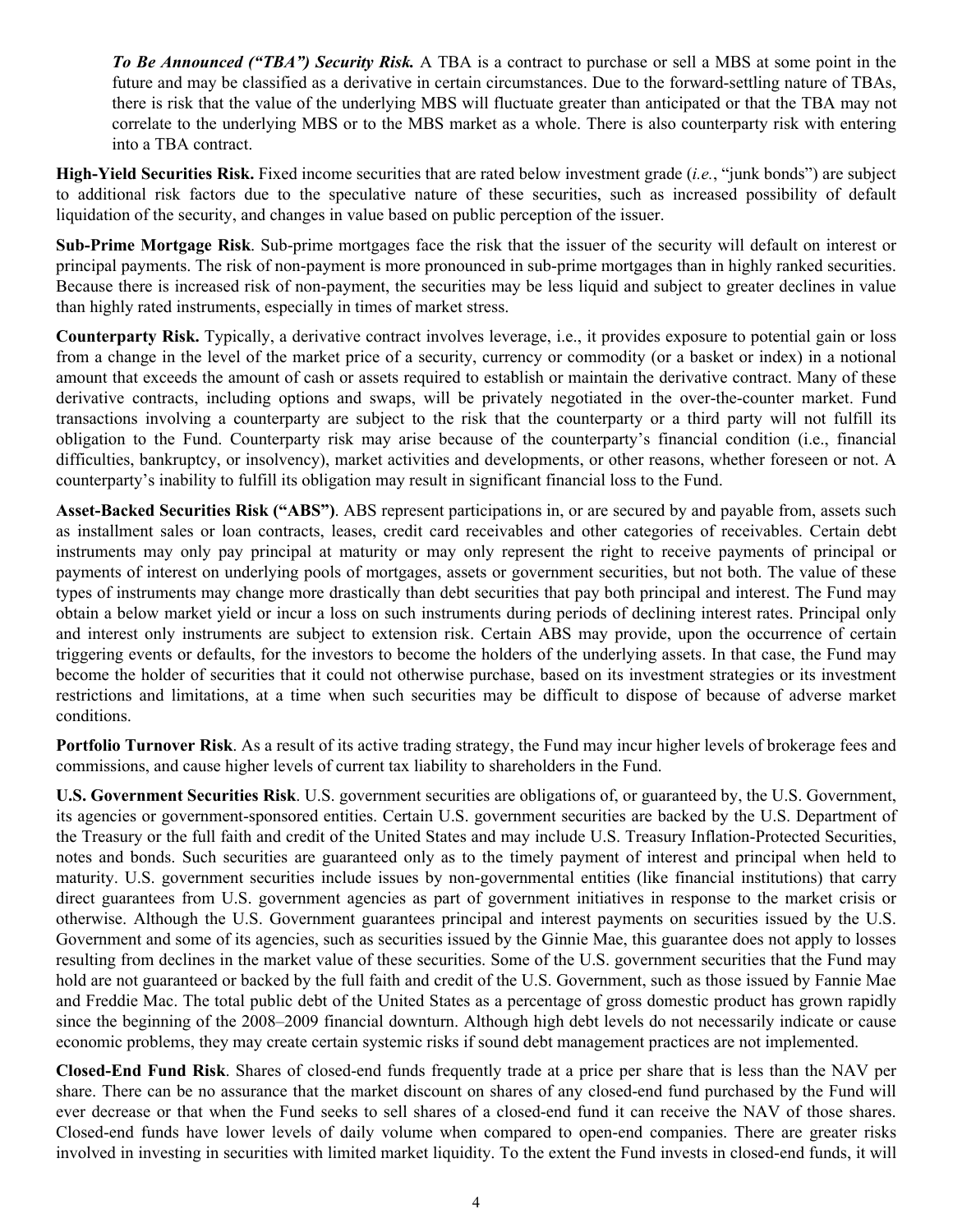***To Be Announced ("TBA") Security Risk.*** A TBA is a contract to purchase or sell a MBS at some point in the future and may be classified as a derivative in certain circumstances. Due to the forward-settling nature of TBAs, there is risk that the value of the underlying MBS will fluctuate greater than anticipated or that the TBA may not correlate to the underlying MBS or to the MBS market as a whole. There is also counterparty risk with entering into a TBA contract.

**High-Yield Securities Risk.** Fixed income securities that are rated below investment grade (*i.e.*, "junk bonds") are subject to additional risk factors due to the speculative nature of these securities, such as increased possibility of default liquidation of the security, and changes in value based on public perception of the issuer.

**Sub-Prime Mortgage Risk**. Sub-prime mortgages face the risk that the issuer of the security will default on interest or principal payments. The risk of non-payment is more pronounced in sub-prime mortgages than in highly ranked securities. Because there is increased risk of non-payment, the securities may be less liquid and subject to greater declines in value than highly rated instruments, especially in times of market stress.

**Counterparty Risk.** Typically, a derivative contract involves leverage, i.e., it provides exposure to potential gain or loss from a change in the level of the market price of a security, currency or commodity (or a basket or index) in a notional amount that exceeds the amount of cash or assets required to establish or maintain the derivative contract. Many of these derivative contracts, including options and swaps, will be privately negotiated in the over-the-counter market. Fund transactions involving a counterparty are subject to the risk that the counterparty or a third party will not fulfill its obligation to the Fund. Counterparty risk may arise because of the counterparty's financial condition (i.e., financial difficulties, bankruptcy, or insolvency), market activities and developments, or other reasons, whether foreseen or not. A counterparty's inability to fulfill its obligation may result in significant financial loss to the Fund.

**Asset-Backed Securities Risk ("ABS")**. ABS represent participations in, or are secured by and payable from, assets such as installment sales or loan contracts, leases, credit card receivables and other categories of receivables. Certain debt instruments may only pay principal at maturity or may only represent the right to receive payments of principal or payments of interest on underlying pools of mortgages, assets or government securities, but not both. The value of these types of instruments may change more drastically than debt securities that pay both principal and interest. The Fund may obtain a below market yield or incur a loss on such instruments during periods of declining interest rates. Principal only and interest only instruments are subject to extension risk. Certain ABS may provide, upon the occurrence of certain triggering events or defaults, for the investors to become the holders of the underlying assets. In that case, the Fund may become the holder of securities that it could not otherwise purchase, based on its investment strategies or its investment restrictions and limitations, at a time when such securities may be difficult to dispose of because of adverse market conditions.

**Portfolio Turnover Risk**. As a result of its active trading strategy, the Fund may incur higher levels of brokerage fees and commissions, and cause higher levels of current tax liability to shareholders in the Fund.

**U.S. Government Securities Risk**. U.S. government securities are obligations of, or guaranteed by, the U.S. Government, its agencies or government-sponsored entities. Certain U.S. government securities are backed by the U.S. Department of the Treasury or the full faith and credit of the United States and may include U.S. Treasury Inflation-Protected Securities, notes and bonds. Such securities are guaranteed only as to the timely payment of interest and principal when held to maturity. U.S. government securities include issues by non-governmental entities (like financial institutions) that carry direct guarantees from U.S. government agencies as part of government initiatives in response to the market crisis or otherwise. Although the U.S. Government guarantees principal and interest payments on securities issued by the U.S. Government and some of its agencies, such as securities issued by the Ginnie Mae, this guarantee does not apply to losses resulting from declines in the market value of these securities. Some of the U.S. government securities that the Fund may hold are not guaranteed or backed by the full faith and credit of the U.S. Government, such as those issued by Fannie Mae and Freddie Mac. The total public debt of the United States as a percentage of gross domestic product has grown rapidly since the beginning of the 2008–2009 financial downturn. Although high debt levels do not necessarily indicate or cause economic problems, they may create certain systemic risks if sound debt management practices are not implemented.

**Closed-End Fund Risk**. Shares of closed-end funds frequently trade at a price per share that is less than the NAV per share. There can be no assurance that the market discount on shares of any closed-end fund purchased by the Fund will ever decrease or that when the Fund seeks to sell shares of a closed-end fund it can receive the NAV of those shares. Closed-end funds have lower levels of daily volume when compared to open-end companies. There are greater risks involved in investing in securities with limited market liquidity. To the extent the Fund invests in closed-end funds, it will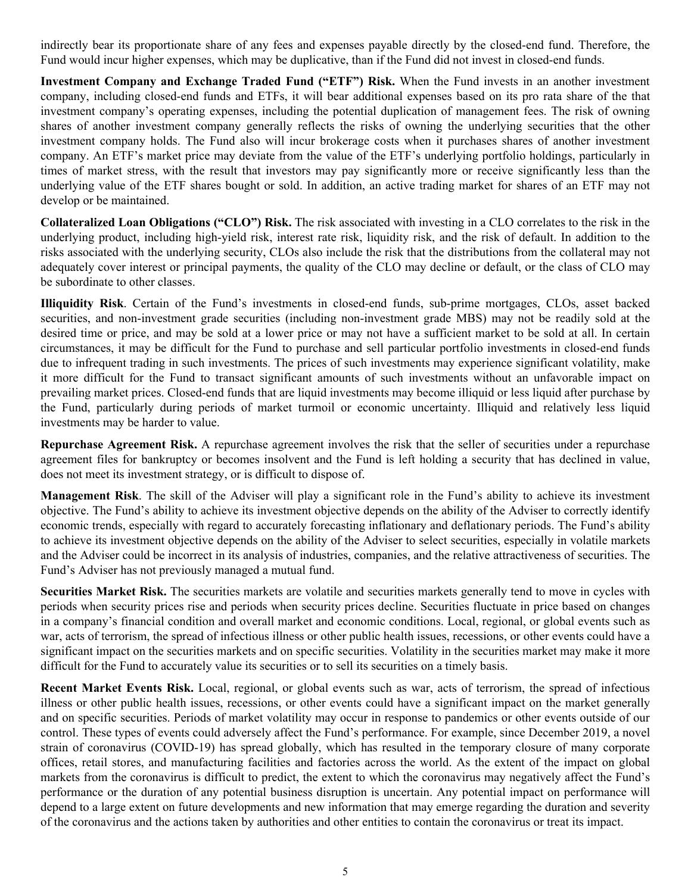indirectly bear its proportionate share of any fees and expenses payable directly by the closed-end fund. Therefore, the Fund would incur higher expenses, which may be duplicative, than if the Fund did not invest in closed-end funds.

**Investment Company and Exchange Traded Fund ("ETF") Risk.** When the Fund invests in an another investment company, including closed-end funds and ETFs, it will bear additional expenses based on its pro rata share of the that investment company's operating expenses, including the potential duplication of management fees. The risk of owning shares of another investment company generally reflects the risks of owning the underlying securities that the other investment company holds. The Fund also will incur brokerage costs when it purchases shares of another investment company. An ETF's market price may deviate from the value of the ETF's underlying portfolio holdings, particularly in times of market stress, with the result that investors may pay significantly more or receive significantly less than the underlying value of the ETF shares bought or sold. In addition, an active trading market for shares of an ETF may not develop or be maintained.

**Collateralized Loan Obligations ("CLO") Risk.** The risk associated with investing in a CLO correlates to the risk in the underlying product, including high-yield risk, interest rate risk, liquidity risk, and the risk of default. In addition to the risks associated with the underlying security, CLOs also include the risk that the distributions from the collateral may not adequately cover interest or principal payments, the quality of the CLO may decline or default, or the class of CLO may be subordinate to other classes.

**Illiquidity Risk**. Certain of the Fund's investments in closed-end funds, sub-prime mortgages, CLOs, asset backed securities, and non-investment grade securities (including non-investment grade MBS) may not be readily sold at the desired time or price, and may be sold at a lower price or may not have a sufficient market to be sold at all. In certain circumstances, it may be difficult for the Fund to purchase and sell particular portfolio investments in closed-end funds due to infrequent trading in such investments. The prices of such investments may experience significant volatility, make it more difficult for the Fund to transact significant amounts of such investments without an unfavorable impact on prevailing market prices. Closed-end funds that are liquid investments may become illiquid or less liquid after purchase by the Fund, particularly during periods of market turmoil or economic uncertainty. Illiquid and relatively less liquid investments may be harder to value.

**Repurchase Agreement Risk.** A repurchase agreement involves the risk that the seller of securities under a repurchase agreement files for bankruptcy or becomes insolvent and the Fund is left holding a security that has declined in value, does not meet its investment strategy, or is difficult to dispose of.

**Management Risk**. The skill of the Adviser will play a significant role in the Fund's ability to achieve its investment objective. The Fund's ability to achieve its investment objective depends on the ability of the Adviser to correctly identify economic trends, especially with regard to accurately forecasting inflationary and deflationary periods. The Fund's ability to achieve its investment objective depends on the ability of the Adviser to select securities, especially in volatile markets and the Adviser could be incorrect in its analysis of industries, companies, and the relative attractiveness of securities. The Fund's Adviser has not previously managed a mutual fund.

**Securities Market Risk.** The securities markets are volatile and securities markets generally tend to move in cycles with periods when security prices rise and periods when security prices decline. Securities fluctuate in price based on changes in a company's financial condition and overall market and economic conditions. Local, regional, or global events such as war, acts of terrorism, the spread of infectious illness or other public health issues, recessions, or other events could have a significant impact on the securities markets and on specific securities. Volatility in the securities market may make it more difficult for the Fund to accurately value its securities or to sell its securities on a timely basis.

**Recent Market Events Risk.** Local, regional, or global events such as war, acts of terrorism, the spread of infectious illness or other public health issues, recessions, or other events could have a significant impact on the market generally and on specific securities. Periods of market volatility may occur in response to pandemics or other events outside of our control. These types of events could adversely affect the Fund's performance. For example, since December 2019, a novel strain of coronavirus (COVID-19) has spread globally, which has resulted in the temporary closure of many corporate offices, retail stores, and manufacturing facilities and factories across the world. As the extent of the impact on global markets from the coronavirus is difficult to predict, the extent to which the coronavirus may negatively affect the Fund's performance or the duration of any potential business disruption is uncertain. Any potential impact on performance will depend to a large extent on future developments and new information that may emerge regarding the duration and severity of the coronavirus and the actions taken by authorities and other entities to contain the coronavirus or treat its impact.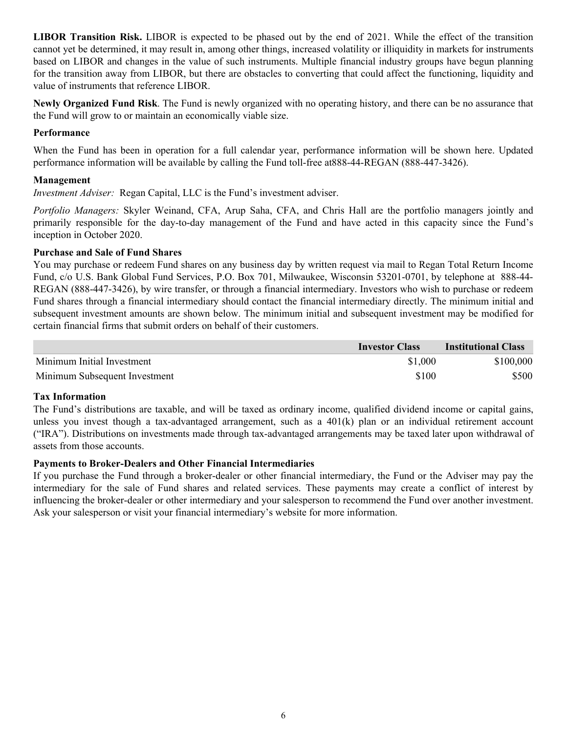**LIBOR Transition Risk.** LIBOR is expected to be phased out by the end of 2021. While the effect of the transition cannot yet be determined, it may result in, among other things, increased volatility or illiquidity in markets for instruments based on LIBOR and changes in the value of such instruments. Multiple financial industry groups have begun planning for the transition away from LIBOR, but there are obstacles to converting that could affect the functioning, liquidity and value of instruments that reference LIBOR.

**Newly Organized Fund Risk**. The Fund is newly organized with no operating history, and there can be no assurance that the Fund will grow to or maintain an economically viable size.

### Performance

When the Fund has been in operation for a full calendar year, performance information will be shown here. Updated performance information will be available by calling the Fund toll-free at888-44-REGAN (888-447-3426).

### Management

*Investment Adviser:* Regan Capital, LLC is the Fund's investment adviser.

*Portfolio Managers:* Skyler Weinand, CFA, Arup Saha, CFA, and Chris Hall are the portfolio managers jointly and primarily responsible for the day-to-day management of the Fund and have acted in this capacity since the Fund's inception in October 2020.

### Purchase and Sale of Fund Shares

You may purchase or redeem Fund shares on any business day by written request via mail to Regan Total Return Income Fund, c/o U.S. Bank Global Fund Services, P.O. Box 701, Milwaukee, Wisconsin 53201-0701, by telephone at 888-44-REGAN (888-447-3426), by wire transfer, or through a financial intermediary. Investors who wish to purchase or redeem Fund shares through a financial intermediary should contact the financial intermediary directly. The minimum initial and subsequent investment amounts are shown below. The minimum initial and subsequent investment may be modified for certain financial firms that submit orders on behalf of their customers.

| | Investor Class | Institutional Class |
|---|---|---|
| Minimum Initial Investment | $1,000 | $100,000 |
| Minimum Subsequent Investment | $100 | $500 |

### Tax Information

The Fund's distributions are taxable, and will be taxed as ordinary income, qualified dividend income or capital gains, unless you invest though a tax-advantaged arrangement, such as a 401(k) plan or an individual retirement account ("IRA"). Distributions on investments made through tax-advantaged arrangements may be taxed later upon withdrawal of assets from those accounts.

### Payments to Broker-Dealers and Other Financial Intermediaries

If you purchase the Fund through a broker-dealer or other financial intermediary, the Fund or the Adviser may pay the intermediary for the sale of Fund shares and related services. These payments may create a conflict of interest by influencing the broker-dealer or other intermediary and your salesperson to recommend the Fund over another investment. Ask your salesperson or visit your financial intermediary's website for more information.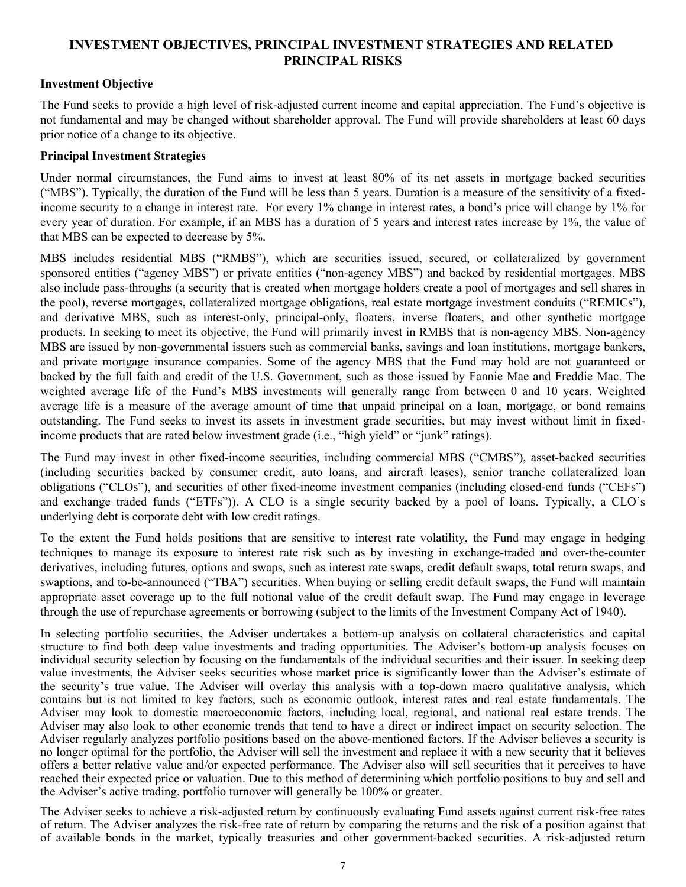# INVESTMENT OBJECTIVES, PRINCIPAL INVESTMENT STRATEGIES AND RELATED PRINCIPAL RISKS

**Investment Objective**

The Fund seeks to provide a high level of risk-adjusted current income and capital appreciation. The Fund's objective is not fundamental and may be changed without shareholder approval. The Fund will provide shareholders at least 60 days prior notice of a change to its objective.

**Principal Investment Strategies**

Under normal circumstances, the Fund aims to invest at least 80% of its net assets in mortgage backed securities ("MBS"). Typically, the duration of the Fund will be less than 5 years. Duration is a measure of the sensitivity of a fixed-income security to a change in interest rate. For every 1% change in interest rates, a bond's price will change by 1% for every year of duration. For example, if an MBS has a duration of 5 years and interest rates increase by 1%, the value of that MBS can be expected to decrease by 5%.

MBS includes residential MBS ("RMBS"), which are securities issued, secured, or collateralized by government sponsored entities ("agency MBS") or private entities ("non-agency MBS") and backed by residential mortgages. MBS also include pass-throughs (a security that is created when mortgage holders create a pool of mortgages and sell shares in the pool), reverse mortgages, collateralized mortgage obligations, real estate mortgage investment conduits ("REMICs"), and derivative MBS, such as interest-only, principal-only, floaters, inverse floaters, and other synthetic mortgage products. In seeking to meet its objective, the Fund will primarily invest in RMBS that is non-agency MBS. Non-agency MBS are issued by non-governmental issuers such as commercial banks, savings and loan institutions, mortgage bankers, and private mortgage insurance companies. Some of the agency MBS that the Fund may hold are not guaranteed or backed by the full faith and credit of the U.S. Government, such as those issued by Fannie Mae and Freddie Mac. The weighted average life of the Fund's MBS investments will generally range from between 0 and 10 years. Weighted average life is a measure of the average amount of time that unpaid principal on a loan, mortgage, or bond remains outstanding. The Fund seeks to invest its assets in investment grade securities, but may invest without limit in fixed-income products that are rated below investment grade (i.e., "high yield" or "junk" ratings).

The Fund may invest in other fixed-income securities, including commercial MBS ("CMBS"), asset-backed securities (including securities backed by consumer credit, auto loans, and aircraft leases), senior tranche collateralized loan obligations ("CLOs"), and securities of other fixed-income investment companies (including closed-end funds ("CEFs") and exchange traded funds ("ETFs")). A CLO is a single security backed by a pool of loans. Typically, a CLO's underlying debt is corporate debt with low credit ratings.

To the extent the Fund holds positions that are sensitive to interest rate volatility, the Fund may engage in hedging techniques to manage its exposure to interest rate risk such as by investing in exchange-traded and over-the-counter derivatives, including futures, options and swaps, such as interest rate swaps, credit default swaps, total return swaps, and swaptions, and to-be-announced ("TBA") securities. When buying or selling credit default swaps, the Fund will maintain appropriate asset coverage up to the full notional value of the credit default swap. The Fund may engage in leverage through the use of repurchase agreements or borrowing (subject to the limits of the Investment Company Act of 1940).

In selecting portfolio securities, the Adviser undertakes a bottom-up analysis on collateral characteristics and capital structure to find both deep value investments and trading opportunities. The Adviser's bottom-up analysis focuses on individual security selection by focusing on the fundamentals of the individual securities and their issuer. In seeking deep value investments, the Adviser seeks securities whose market price is significantly lower than the Adviser's estimate of the security's true value. The Adviser will overlay this analysis with a top-down macro qualitative analysis, which contains but is not limited to key factors, such as economic outlook, interest rates and real estate fundamentals. The Adviser may look to domestic macroeconomic factors, including local, regional, and national real estate trends. The Adviser may also look to other economic trends that tend to have a direct or indirect impact on security selection. The Adviser regularly analyzes portfolio positions based on the above-mentioned factors. If the Adviser believes a security is no longer optimal for the portfolio, the Adviser will sell the investment and replace it with a new security that it believes offers a better relative value and/or expected performance. The Adviser also will sell securities that it perceives to have reached their expected price or valuation. Due to this method of determining which portfolio positions to buy and sell and the Adviser's active trading, portfolio turnover will generally be 100% or greater.

The Adviser seeks to achieve a risk-adjusted return by continuously evaluating Fund assets against current risk-free rates of return. The Adviser analyzes the risk-free rate of return by comparing the returns and the risk of a position against that of available bonds in the market, typically treasuries and other government-backed securities. A risk-adjusted return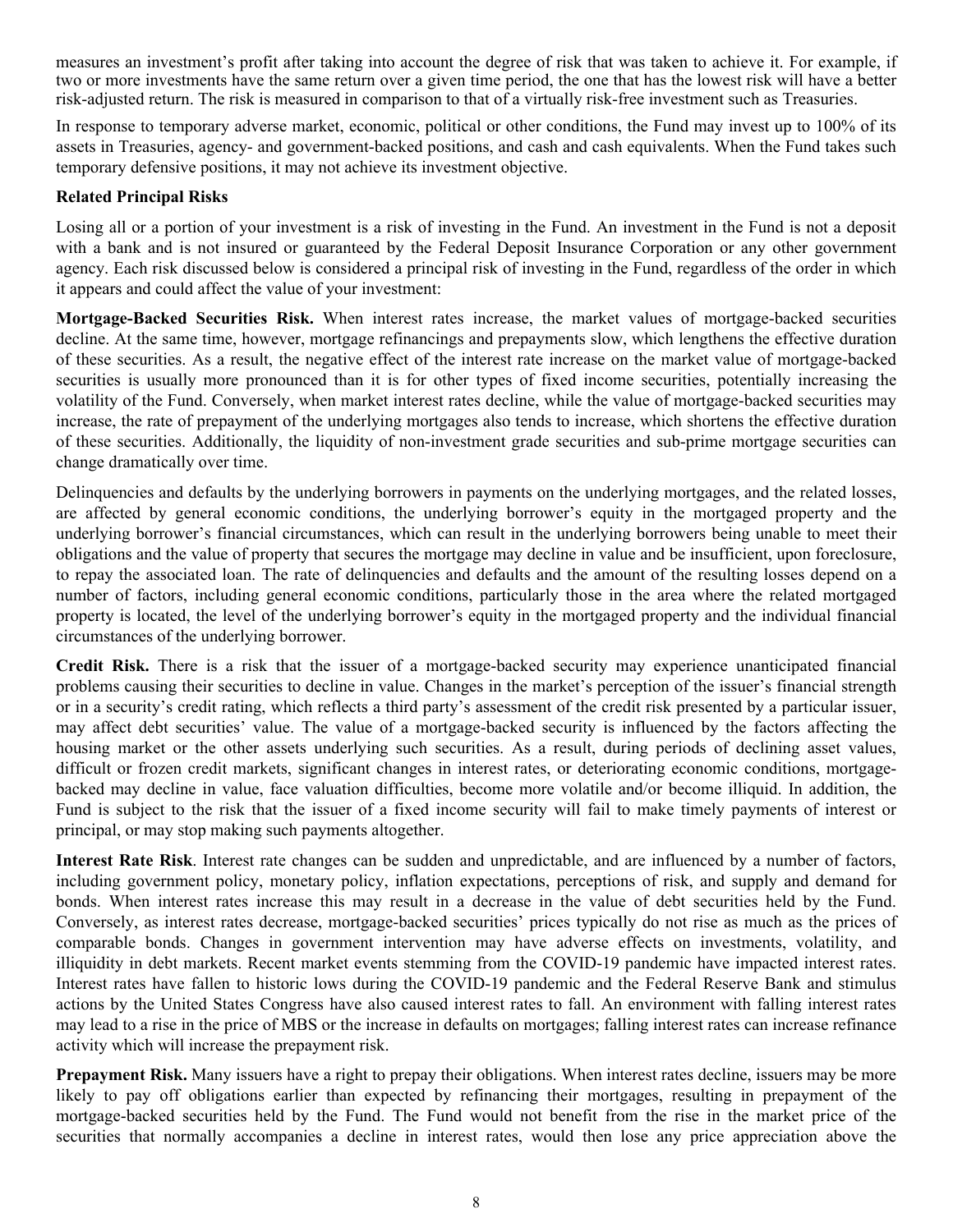measures an investment's profit after taking into account the degree of risk that was taken to achieve it. For example, if two or more investments have the same return over a given time period, the one that has the lowest risk will have a better risk-adjusted return. The risk is measured in comparison to that of a virtually risk-free investment such as Treasuries.

In response to temporary adverse market, economic, political or other conditions, the Fund may invest up to 100% of its assets in Treasuries, agency- and government-backed positions, and cash and cash equivalents. When the Fund takes such temporary defensive positions, it may not achieve its investment objective.

**Related Principal Risks**

Losing all or a portion of your investment is a risk of investing in the Fund. An investment in the Fund is not a deposit with a bank and is not insured or guaranteed by the Federal Deposit Insurance Corporation or any other government agency. Each risk discussed below is considered a principal risk of investing in the Fund, regardless of the order in which it appears and could affect the value of your investment:

**Mortgage-Backed Securities Risk.** When interest rates increase, the market values of mortgage-backed securities decline. At the same time, however, mortgage refinancings and prepayments slow, which lengthens the effective duration of these securities. As a result, the negative effect of the interest rate increase on the market value of mortgage-backed securities is usually more pronounced than it is for other types of fixed income securities, potentially increasing the volatility of the Fund. Conversely, when market interest rates decline, while the value of mortgage-backed securities may increase, the rate of prepayment of the underlying mortgages also tends to increase, which shortens the effective duration of these securities. Additionally, the liquidity of non-investment grade securities and sub-prime mortgage securities can change dramatically over time.

Delinquencies and defaults by the underlying borrowers in payments on the underlying mortgages, and the related losses, are affected by general economic conditions, the underlying borrower's equity in the mortgaged property and the underlying borrower's financial circumstances, which can result in the underlying borrowers being unable to meet their obligations and the value of property that secures the mortgage may decline in value and be insufficient, upon foreclosure, to repay the associated loan. The rate of delinquencies and defaults and the amount of the resulting losses depend on a number of factors, including general economic conditions, particularly those in the area where the related mortgaged property is located, the level of the underlying borrower's equity in the mortgaged property and the individual financial circumstances of the underlying borrower.

**Credit Risk.** There is a risk that the issuer of a mortgage-backed security may experience unanticipated financial problems causing their securities to decline in value. Changes in the market's perception of the issuer's financial strength or in a security's credit rating, which reflects a third party's assessment of the credit risk presented by a particular issuer, may affect debt securities' value. The value of a mortgage-backed security is influenced by the factors affecting the housing market or the other assets underlying such securities. As a result, during periods of declining asset values, difficult or frozen credit markets, significant changes in interest rates, or deteriorating economic conditions, mortgage-backed may decline in value, face valuation difficulties, become more volatile and/or become illiquid. In addition, the Fund is subject to the risk that the issuer of a fixed income security will fail to make timely payments of interest or principal, or may stop making such payments altogether.

**Interest Rate Risk**. Interest rate changes can be sudden and unpredictable, and are influenced by a number of factors, including government policy, monetary policy, inflation expectations, perceptions of risk, and supply and demand for bonds. When interest rates increase this may result in a decrease in the value of debt securities held by the Fund. Conversely, as interest rates decrease, mortgage-backed securities' prices typically do not rise as much as the prices of comparable bonds. Changes in government intervention may have adverse effects on investments, volatility, and illiquidity in debt markets. Recent market events stemming from the COVID-19 pandemic have impacted interest rates. Interest rates have fallen to historic lows during the COVID-19 pandemic and the Federal Reserve Bank and stimulus actions by the United States Congress have also caused interest rates to fall. An environment with falling interest rates may lead to a rise in the price of MBS or the increase in defaults on mortgages; falling interest rates can increase refinance activity which will increase the prepayment risk.

**Prepayment Risk.** Many issuers have a right to prepay their obligations. When interest rates decline, issuers may be more likely to pay off obligations earlier than expected by refinancing their mortgages, resulting in prepayment of the mortgage-backed securities held by the Fund. The Fund would not benefit from the rise in the market price of the securities that normally accompanies a decline in interest rates, would then lose any price appreciation above the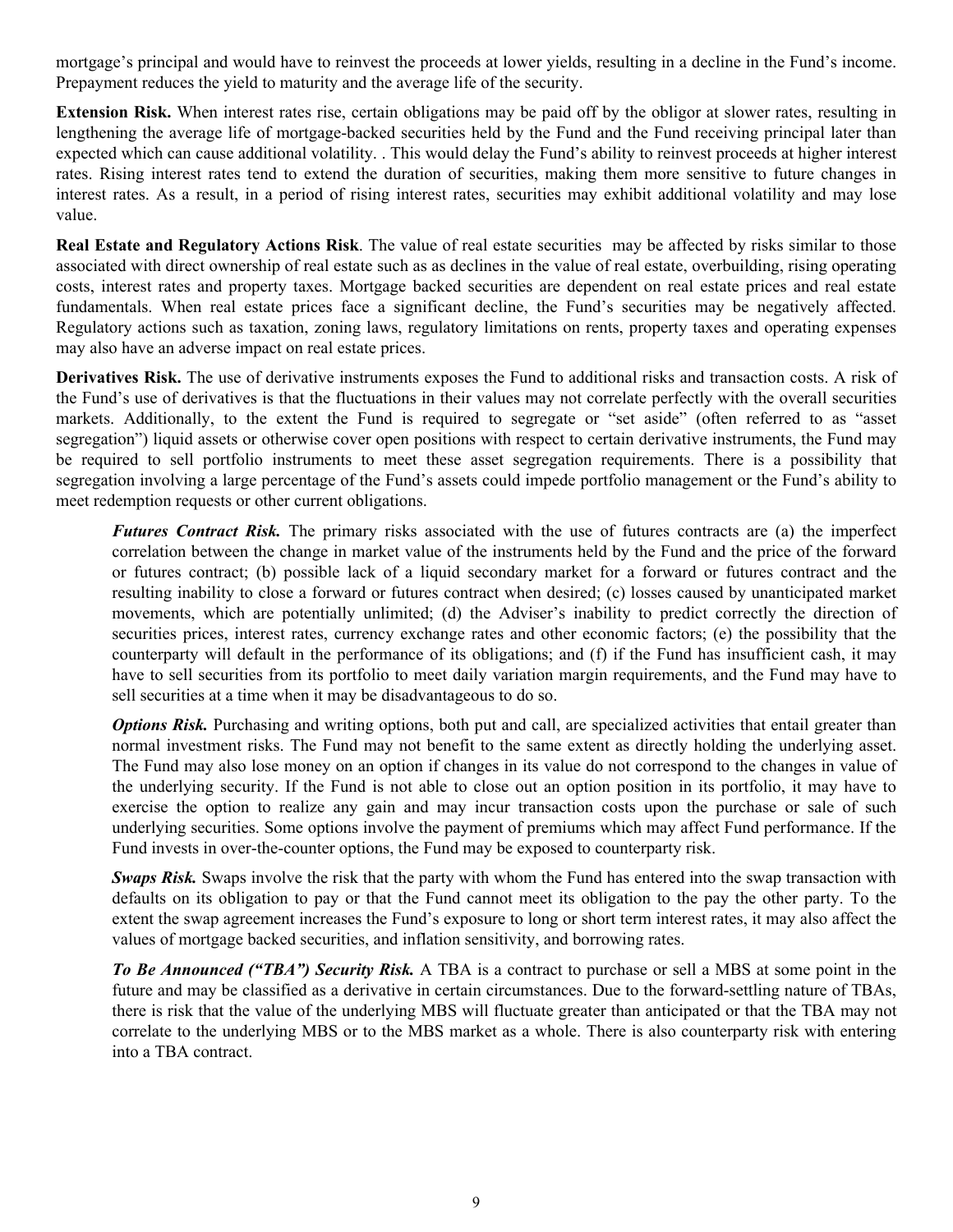mortgage's principal and would have to reinvest the proceeds at lower yields, resulting in a decline in the Fund's income. Prepayment reduces the yield to maturity and the average life of the security.

**Extension Risk.** When interest rates rise, certain obligations may be paid off by the obligor at slower rates, resulting in lengthening the average life of mortgage-backed securities held by the Fund and the Fund receiving principal later than expected which can cause additional volatility. . This would delay the Fund's ability to reinvest proceeds at higher interest rates. Rising interest rates tend to extend the duration of securities, making them more sensitive to future changes in interest rates. As a result, in a period of rising interest rates, securities may exhibit additional volatility and may lose value.

**Real Estate and Regulatory Actions Risk**. The value of real estate securities may be affected by risks similar to those associated with direct ownership of real estate such as as declines in the value of real estate, overbuilding, rising operating costs, interest rates and property taxes. Mortgage backed securities are dependent on real estate prices and real estate fundamentals. When real estate prices face a significant decline, the Fund's securities may be negatively affected. Regulatory actions such as taxation, zoning laws, regulatory limitations on rents, property taxes and operating expenses may also have an adverse impact on real estate prices.

**Derivatives Risk.** The use of derivative instruments exposes the Fund to additional risks and transaction costs. A risk of the Fund's use of derivatives is that the fluctuations in their values may not correlate perfectly with the overall securities markets. Additionally, to the extent the Fund is required to segregate or "set aside" (often referred to as "asset segregation") liquid assets or otherwise cover open positions with respect to certain derivative instruments, the Fund may be required to sell portfolio instruments to meet these asset segregation requirements. There is a possibility that segregation involving a large percentage of the Fund's assets could impede portfolio management or the Fund's ability to meet redemption requests or other current obligations.

> ***Futures Contract Risk.*** The primary risks associated with the use of futures contracts are (a) the imperfect correlation between the change in market value of the instruments held by the Fund and the price of the forward or futures contract; (b) possible lack of a liquid secondary market for a forward or futures contract and the resulting inability to close a forward or futures contract when desired; (c) losses caused by unanticipated market movements, which are potentially unlimited; (d) the Adviser's inability to predict correctly the direction of securities prices, interest rates, currency exchange rates and other economic factors; (e) the possibility that the counterparty will default in the performance of its obligations; and (f) if the Fund has insufficient cash, it may have to sell securities from its portfolio to meet daily variation margin requirements, and the Fund may have to sell securities at a time when it may be disadvantageous to do so.
>
> ***Options Risk.*** Purchasing and writing options, both put and call, are specialized activities that entail greater than normal investment risks. The Fund may not benefit to the same extent as directly holding the underlying asset. The Fund may also lose money on an option if changes in its value do not correspond to the changes in value of the underlying security. If the Fund is not able to close out an option position in its portfolio, it may have to exercise the option to realize any gain and may incur transaction costs upon the purchase or sale of such underlying securities. Some options involve the payment of premiums which may affect Fund performance. If the Fund invests in over-the-counter options, the Fund may be exposed to counterparty risk.
>
> ***Swaps Risk.*** Swaps involve the risk that the party with whom the Fund has entered into the swap transaction with defaults on its obligation to pay or that the Fund cannot meet its obligation to the pay the other party. To the extent the swap agreement increases the Fund's exposure to long or short term interest rates, it may also affect the values of mortgage backed securities, and inflation sensitivity, and borrowing rates.
>
> ***To Be Announced ("TBA") Security Risk.*** A TBA is a contract to purchase or sell a MBS at some point in the future and may be classified as a derivative in certain circumstances. Due to the forward-settling nature of TBAs, there is risk that the value of the underlying MBS will fluctuate greater than anticipated or that the TBA may not correlate to the underlying MBS or to the MBS market as a whole. There is also counterparty risk with entering into a TBA contract.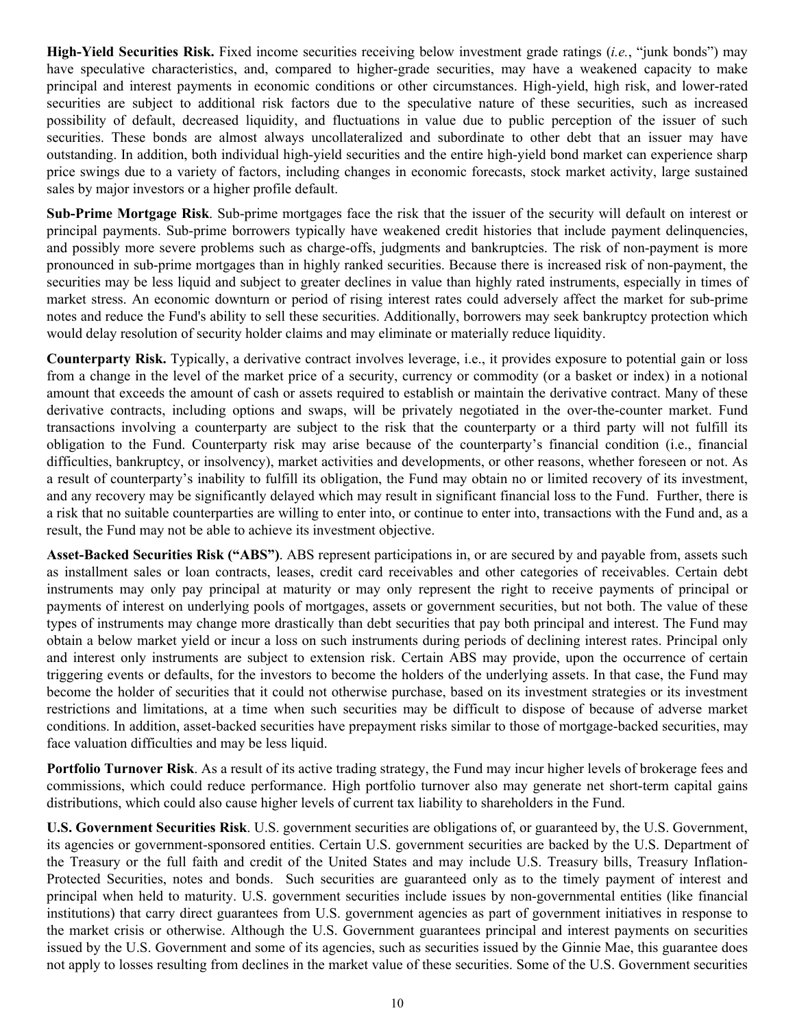**High-Yield Securities Risk.** Fixed income securities receiving below investment grade ratings (*i.e.*, "junk bonds") may have speculative characteristics, and, compared to higher-grade securities, may have a weakened capacity to make principal and interest payments in economic conditions or other circumstances. High-yield, high risk, and lower-rated securities are subject to additional risk factors due to the speculative nature of these securities, such as increased possibility of default, decreased liquidity, and fluctuations in value due to public perception of the issuer of such securities. These bonds are almost always uncollateralized and subordinate to other debt that an issuer may have outstanding. In addition, both individual high-yield securities and the entire high-yield bond market can experience sharp price swings due to a variety of factors, including changes in economic forecasts, stock market activity, large sustained sales by major investors or a higher profile default.

**Sub-Prime Mortgage Risk**. Sub-prime mortgages face the risk that the issuer of the security will default on interest or principal payments. Sub-prime borrowers typically have weakened credit histories that include payment delinquencies, and possibly more severe problems such as charge-offs, judgments and bankruptcies. The risk of non-payment is more pronounced in sub-prime mortgages than in highly ranked securities. Because there is increased risk of non-payment, the securities may be less liquid and subject to greater declines in value than highly rated instruments, especially in times of market stress. An economic downturn or period of rising interest rates could adversely affect the market for sub-prime notes and reduce the Fund's ability to sell these securities. Additionally, borrowers may seek bankruptcy protection which would delay resolution of security holder claims and may eliminate or materially reduce liquidity.

**Counterparty Risk.** Typically, a derivative contract involves leverage, i.e., it provides exposure to potential gain or loss from a change in the level of the market price of a security, currency or commodity (or a basket or index) in a notional amount that exceeds the amount of cash or assets required to establish or maintain the derivative contract. Many of these derivative contracts, including options and swaps, will be privately negotiated in the over-the-counter market. Fund transactions involving a counterparty are subject to the risk that the counterparty or a third party will not fulfill its obligation to the Fund. Counterparty risk may arise because of the counterparty's financial condition (i.e., financial difficulties, bankruptcy, or insolvency), market activities and developments, or other reasons, whether foreseen or not. As a result of counterparty's inability to fulfill its obligation, the Fund may obtain no or limited recovery of its investment, and any recovery may be significantly delayed which may result in significant financial loss to the Fund. Further, there is a risk that no suitable counterparties are willing to enter into, or continue to enter into, transactions with the Fund and, as a result, the Fund may not be able to achieve its investment objective.

**Asset-Backed Securities Risk ("ABS")**. ABS represent participations in, or are secured by and payable from, assets such as installment sales or loan contracts, leases, credit card receivables and other categories of receivables. Certain debt instruments may only pay principal at maturity or may only represent the right to receive payments of principal or payments of interest on underlying pools of mortgages, assets or government securities, but not both. The value of these types of instruments may change more drastically than debt securities that pay both principal and interest. The Fund may obtain a below market yield or incur a loss on such instruments during periods of declining interest rates. Principal only and interest only instruments are subject to extension risk. Certain ABS may provide, upon the occurrence of certain triggering events or defaults, for the investors to become the holders of the underlying assets. In that case, the Fund may become the holder of securities that it could not otherwise purchase, based on its investment strategies or its investment restrictions and limitations, at a time when such securities may be difficult to dispose of because of adverse market conditions. In addition, asset-backed securities have prepayment risks similar to those of mortgage-backed securities, may face valuation difficulties and may be less liquid.

**Portfolio Turnover Risk**. As a result of its active trading strategy, the Fund may incur higher levels of brokerage fees and commissions, which could reduce performance. High portfolio turnover also may generate net short-term capital gains distributions, which could also cause higher levels of current tax liability to shareholders in the Fund.

**U.S. Government Securities Risk**. U.S. government securities are obligations of, or guaranteed by, the U.S. Government, its agencies or government-sponsored entities. Certain U.S. government securities are backed by the U.S. Department of the Treasury or the full faith and credit of the United States and may include U.S. Treasury bills, Treasury Inflation-Protected Securities, notes and bonds. Such securities are guaranteed only as to the timely payment of interest and principal when held to maturity. U.S. government securities include issues by non-governmental entities (like financial institutions) that carry direct guarantees from U.S. government agencies as part of government initiatives in response to the market crisis or otherwise. Although the U.S. Government guarantees principal and interest payments on securities issued by the U.S. Government and some of its agencies, such as securities issued by the Ginnie Mae, this guarantee does not apply to losses resulting from declines in the market value of these securities. Some of the U.S. Government securities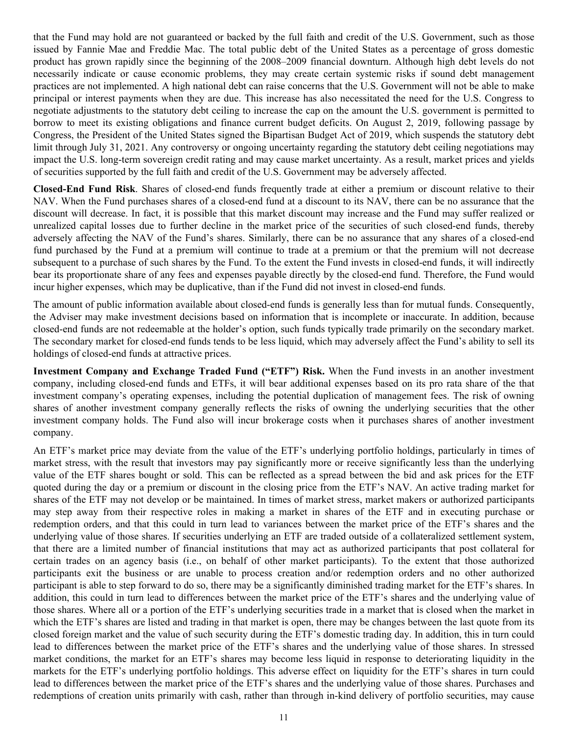that the Fund may hold are not guaranteed or backed by the full faith and credit of the U.S. Government, such as those issued by Fannie Mae and Freddie Mac. The total public debt of the United States as a percentage of gross domestic product has grown rapidly since the beginning of the 2008–2009 financial downturn. Although high debt levels do not necessarily indicate or cause economic problems, they may create certain systemic risks if sound debt management practices are not implemented. A high national debt can raise concerns that the U.S. Government will not be able to make principal or interest payments when they are due. This increase has also necessitated the need for the U.S. Congress to negotiate adjustments to the statutory debt ceiling to increase the cap on the amount the U.S. government is permitted to borrow to meet its existing obligations and finance current budget deficits. On August 2, 2019, following passage by Congress, the President of the United States signed the Bipartisan Budget Act of 2019, which suspends the statutory debt limit through July 31, 2021. Any controversy or ongoing uncertainty regarding the statutory debt ceiling negotiations may impact the U.S. long-term sovereign credit rating and may cause market uncertainty. As a result, market prices and yields of securities supported by the full faith and credit of the U.S. Government may be adversely affected.

**Closed-End Fund Risk**. Shares of closed-end funds frequently trade at either a premium or discount relative to their NAV. When the Fund purchases shares of a closed-end fund at a discount to its NAV, there can be no assurance that the discount will decrease. In fact, it is possible that this market discount may increase and the Fund may suffer realized or unrealized capital losses due to further decline in the market price of the securities of such closed-end funds, thereby adversely affecting the NAV of the Fund's shares. Similarly, there can be no assurance that any shares of a closed-end fund purchased by the Fund at a premium will continue to trade at a premium or that the premium will not decrease subsequent to a purchase of such shares by the Fund. To the extent the Fund invests in closed-end funds, it will indirectly bear its proportionate share of any fees and expenses payable directly by the closed-end fund. Therefore, the Fund would incur higher expenses, which may be duplicative, than if the Fund did not invest in closed-end funds.

The amount of public information available about closed-end funds is generally less than for mutual funds. Consequently, the Adviser may make investment decisions based on information that is incomplete or inaccurate. In addition, because closed-end funds are not redeemable at the holder's option, such funds typically trade primarily on the secondary market. The secondary market for closed-end funds tends to be less liquid, which may adversely affect the Fund's ability to sell its holdings of closed-end funds at attractive prices.

**Investment Company and Exchange Traded Fund ("ETF") Risk.** When the Fund invests in an another investment company, including closed-end funds and ETFs, it will bear additional expenses based on its pro rata share of the that investment company's operating expenses, including the potential duplication of management fees. The risk of owning shares of another investment company generally reflects the risks of owning the underlying securities that the other investment company holds. The Fund also will incur brokerage costs when it purchases shares of another investment company.

An ETF's market price may deviate from the value of the ETF's underlying portfolio holdings, particularly in times of market stress, with the result that investors may pay significantly more or receive significantly less than the underlying value of the ETF shares bought or sold. This can be reflected as a spread between the bid and ask prices for the ETF quoted during the day or a premium or discount in the closing price from the ETF's NAV. An active trading market for shares of the ETF may not develop or be maintained. In times of market stress, market makers or authorized participants may step away from their respective roles in making a market in shares of the ETF and in executing purchase or redemption orders, and that this could in turn lead to variances between the market price of the ETF's shares and the underlying value of those shares. If securities underlying an ETF are traded outside of a collateralized settlement system, that there are a limited number of financial institutions that may act as authorized participants that post collateral for certain trades on an agency basis (i.e., on behalf of other market participants). To the extent that those authorized participants exit the business or are unable to process creation and/or redemption orders and no other authorized participant is able to step forward to do so, there may be a significantly diminished trading market for the ETF's shares. In addition, this could in turn lead to differences between the market price of the ETF's shares and the underlying value of those shares. Where all or a portion of the ETF's underlying securities trade in a market that is closed when the market in which the ETF's shares are listed and trading in that market is open, there may be changes between the last quote from its closed foreign market and the value of such security during the ETF's domestic trading day. In addition, this in turn could lead to differences between the market price of the ETF's shares and the underlying value of those shares. In stressed market conditions, the market for an ETF's shares may become less liquid in response to deteriorating liquidity in the markets for the ETF's underlying portfolio holdings. This adverse effect on liquidity for the ETF's shares in turn could lead to differences between the market price of the ETF's shares and the underlying value of those shares. Purchases and redemptions of creation units primarily with cash, rather than through in-kind delivery of portfolio securities, may cause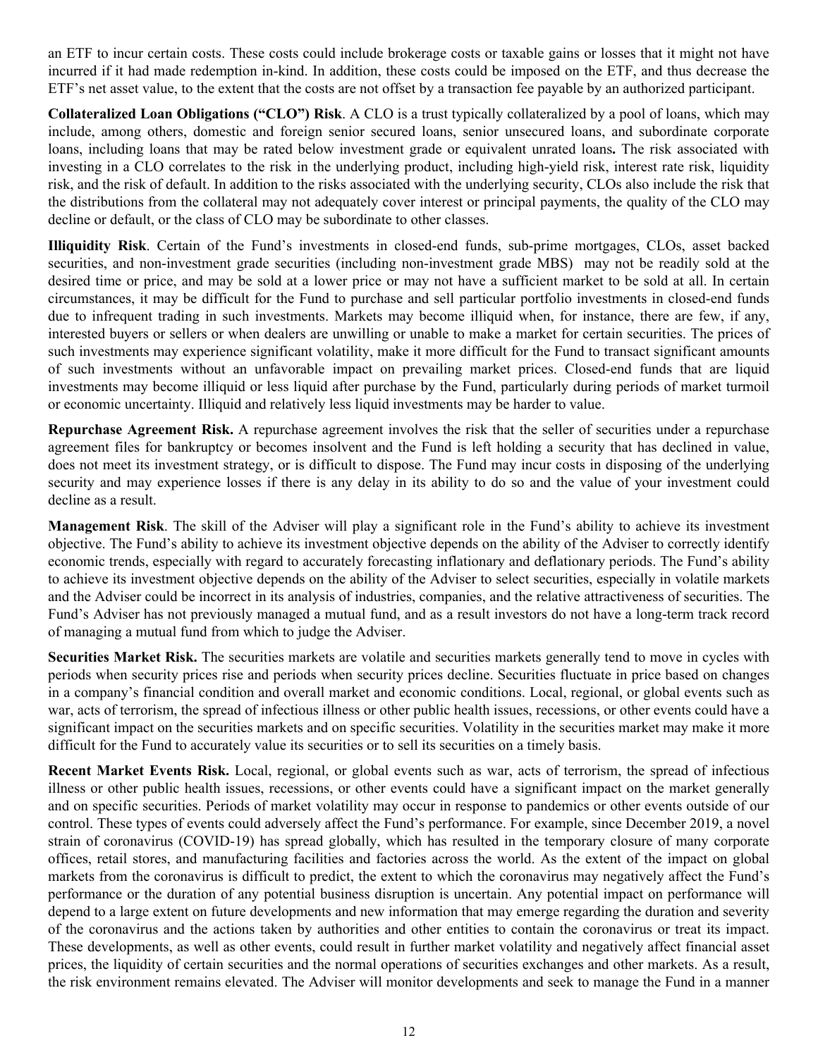an ETF to incur certain costs. These costs could include brokerage costs or taxable gains or losses that it might not have incurred if it had made redemption in-kind. In addition, these costs could be imposed on the ETF, and thus decrease the ETF's net asset value, to the extent that the costs are not offset by a transaction fee payable by an authorized participant.

**Collateralized Loan Obligations ("CLO") Risk**. A CLO is a trust typically collateralized by a pool of loans, which may include, among others, domestic and foreign senior secured loans, senior unsecured loans, and subordinate corporate loans, including loans that may be rated below investment grade or equivalent unrated loans**.** The risk associated with investing in a CLO correlates to the risk in the underlying product, including high-yield risk, interest rate risk, liquidity risk, and the risk of default. In addition to the risks associated with the underlying security, CLOs also include the risk that the distributions from the collateral may not adequately cover interest or principal payments, the quality of the CLO may decline or default, or the class of CLO may be subordinate to other classes.

**Illiquidity Risk**. Certain of the Fund's investments in closed-end funds, sub-prime mortgages, CLOs, asset backed securities, and non-investment grade securities (including non-investment grade MBS) may not be readily sold at the desired time or price, and may be sold at a lower price or may not have a sufficient market to be sold at all. In certain circumstances, it may be difficult for the Fund to purchase and sell particular portfolio investments in closed-end funds due to infrequent trading in such investments. Markets may become illiquid when, for instance, there are few, if any, interested buyers or sellers or when dealers are unwilling or unable to make a market for certain securities. The prices of such investments may experience significant volatility, make it more difficult for the Fund to transact significant amounts of such investments without an unfavorable impact on prevailing market prices. Closed-end funds that are liquid investments may become illiquid or less liquid after purchase by the Fund, particularly during periods of market turmoil or economic uncertainty. Illiquid and relatively less liquid investments may be harder to value.

**Repurchase Agreement Risk.** A repurchase agreement involves the risk that the seller of securities under a repurchase agreement files for bankruptcy or becomes insolvent and the Fund is left holding a security that has declined in value, does not meet its investment strategy, or is difficult to dispose. The Fund may incur costs in disposing of the underlying security and may experience losses if there is any delay in its ability to do so and the value of your investment could decline as a result.

**Management Risk**. The skill of the Adviser will play a significant role in the Fund's ability to achieve its investment objective. The Fund's ability to achieve its investment objective depends on the ability of the Adviser to correctly identify economic trends, especially with regard to accurately forecasting inflationary and deflationary periods. The Fund's ability to achieve its investment objective depends on the ability of the Adviser to select securities, especially in volatile markets and the Adviser could be incorrect in its analysis of industries, companies, and the relative attractiveness of securities. The Fund's Adviser has not previously managed a mutual fund, and as a result investors do not have a long-term track record of managing a mutual fund from which to judge the Adviser.

**Securities Market Risk.** The securities markets are volatile and securities markets generally tend to move in cycles with periods when security prices rise and periods when security prices decline. Securities fluctuate in price based on changes in a company's financial condition and overall market and economic conditions. Local, regional, or global events such as war, acts of terrorism, the spread of infectious illness or other public health issues, recessions, or other events could have a significant impact on the securities markets and on specific securities. Volatility in the securities market may make it more difficult for the Fund to accurately value its securities or to sell its securities on a timely basis.

**Recent Market Events Risk.** Local, regional, or global events such as war, acts of terrorism, the spread of infectious illness or other public health issues, recessions, or other events could have a significant impact on the market generally and on specific securities. Periods of market volatility may occur in response to pandemics or other events outside of our control. These types of events could adversely affect the Fund's performance. For example, since December 2019, a novel strain of coronavirus (COVID-19) has spread globally, which has resulted in the temporary closure of many corporate offices, retail stores, and manufacturing facilities and factories across the world. As the extent of the impact on global markets from the coronavirus is difficult to predict, the extent to which the coronavirus may negatively affect the Fund's performance or the duration of any potential business disruption is uncertain. Any potential impact on performance will depend to a large extent on future developments and new information that may emerge regarding the duration and severity of the coronavirus and the actions taken by authorities and other entities to contain the coronavirus or treat its impact. These developments, as well as other events, could result in further market volatility and negatively affect financial asset prices, the liquidity of certain securities and the normal operations of securities exchanges and other markets. As a result, the risk environment remains elevated. The Adviser will monitor developments and seek to manage the Fund in a manner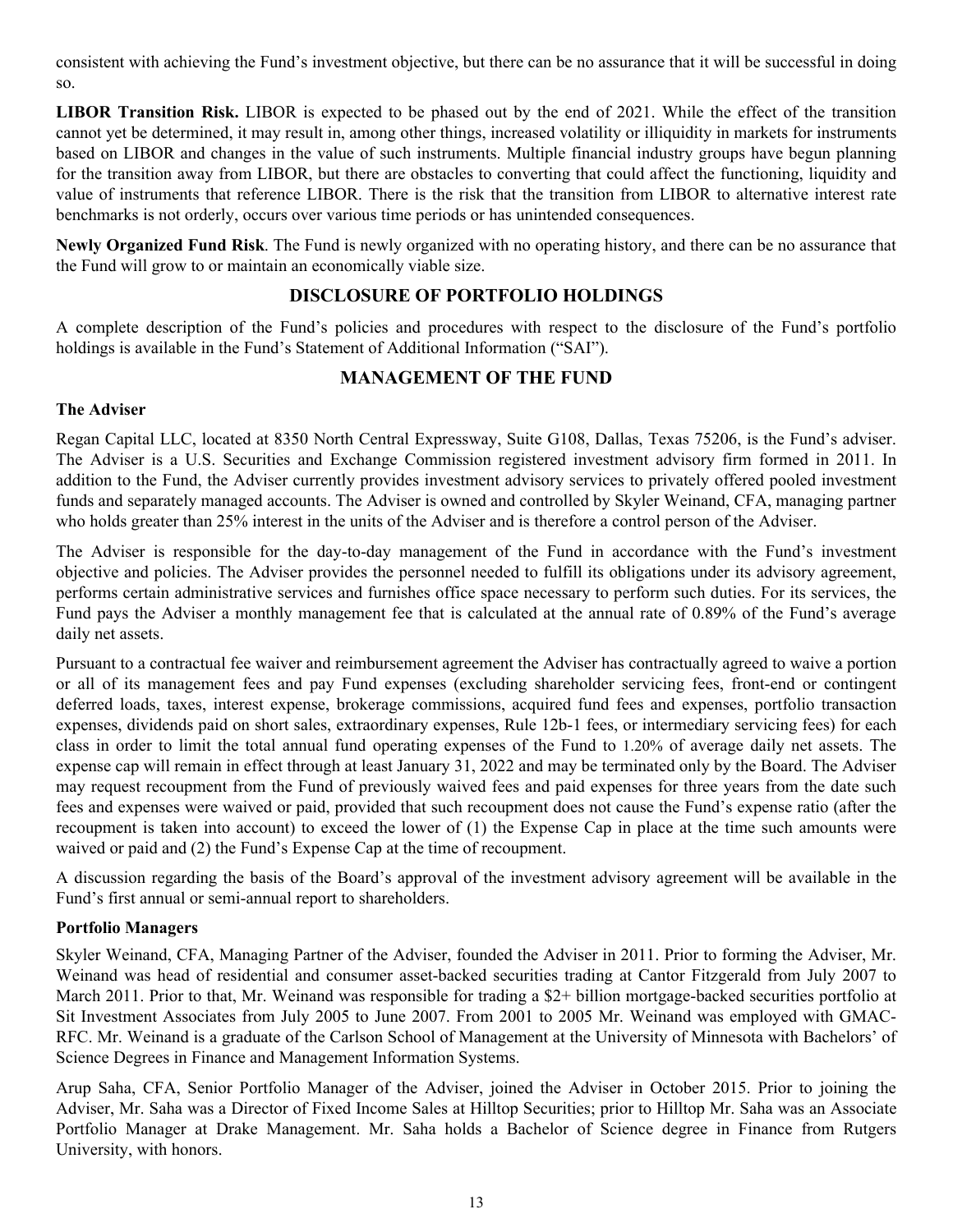consistent with achieving the Fund's investment objective, but there can be no assurance that it will be successful in doing so.

**LIBOR Transition Risk.** LIBOR is expected to be phased out by the end of 2021. While the effect of the transition cannot yet be determined, it may result in, among other things, increased volatility or illiquidity in markets for instruments based on LIBOR and changes in the value of such instruments. Multiple financial industry groups have begun planning for the transition away from LIBOR, but there are obstacles to converting that could affect the functioning, liquidity and value of instruments that reference LIBOR. There is the risk that the transition from LIBOR to alternative interest rate benchmarks is not orderly, occurs over various time periods or has unintended consequences.

**Newly Organized Fund Risk**. The Fund is newly organized with no operating history, and there can be no assurance that the Fund will grow to or maintain an economically viable size.

## DISCLOSURE OF PORTFOLIO HOLDINGS

A complete description of the Fund's policies and procedures with respect to the disclosure of the Fund's portfolio holdings is available in the Fund's Statement of Additional Information ("SAI").

## MANAGEMENT OF THE FUND

### The Adviser

Regan Capital LLC, located at 8350 North Central Expressway, Suite G108, Dallas, Texas 75206, is the Fund's adviser. The Adviser is a U.S. Securities and Exchange Commission registered investment advisory firm formed in 2011. In addition to the Fund, the Adviser currently provides investment advisory services to privately offered pooled investment funds and separately managed accounts. The Adviser is owned and controlled by Skyler Weinand, CFA, managing partner who holds greater than 25% interest in the units of the Adviser and is therefore a control person of the Adviser.

The Adviser is responsible for the day-to-day management of the Fund in accordance with the Fund's investment objective and policies. The Adviser provides the personnel needed to fulfill its obligations under its advisory agreement, performs certain administrative services and furnishes office space necessary to perform such duties. For its services, the Fund pays the Adviser a monthly management fee that is calculated at the annual rate of 0.89% of the Fund's average daily net assets.

Pursuant to a contractual fee waiver and reimbursement agreement the Adviser has contractually agreed to waive a portion or all of its management fees and pay Fund expenses (excluding shareholder servicing fees, front-end or contingent deferred loads, taxes, interest expense, brokerage commissions, acquired fund fees and expenses, portfolio transaction expenses, dividends paid on short sales, extraordinary expenses, Rule 12b-1 fees, or intermediary servicing fees) for each class in order to limit the total annual fund operating expenses of the Fund to 1.20% of average daily net assets. The expense cap will remain in effect through at least January 31, 2022 and may be terminated only by the Board. The Adviser may request recoupment from the Fund of previously waived fees and paid expenses for three years from the date such fees and expenses were waived or paid, provided that such recoupment does not cause the Fund's expense ratio (after the recoupment is taken into account) to exceed the lower of (1) the Expense Cap in place at the time such amounts were waived or paid and (2) the Fund's Expense Cap at the time of recoupment.

A discussion regarding the basis of the Board's approval of the investment advisory agreement will be available in the Fund's first annual or semi-annual report to shareholders.

### Portfolio Managers

Skyler Weinand, CFA, Managing Partner of the Adviser, founded the Adviser in 2011. Prior to forming the Adviser, Mr. Weinand was head of residential and consumer asset-backed securities trading at Cantor Fitzgerald from July 2007 to March 2011. Prior to that, Mr. Weinand was responsible for trading a $2+ billion mortgage-backed securities portfolio at Sit Investment Associates from July 2005 to June 2007. From 2001 to 2005 Mr. Weinand was employed with GMAC-RFC. Mr. Weinand is a graduate of the Carlson School of Management at the University of Minnesota with Bachelors' of Science Degrees in Finance and Management Information Systems.

Arup Saha, CFA, Senior Portfolio Manager of the Adviser, joined the Adviser in October 2015. Prior to joining the Adviser, Mr. Saha was a Director of Fixed Income Sales at Hilltop Securities; prior to Hilltop Mr. Saha was an Associate Portfolio Manager at Drake Management. Mr. Saha holds a Bachelor of Science degree in Finance from Rutgers University, with honors.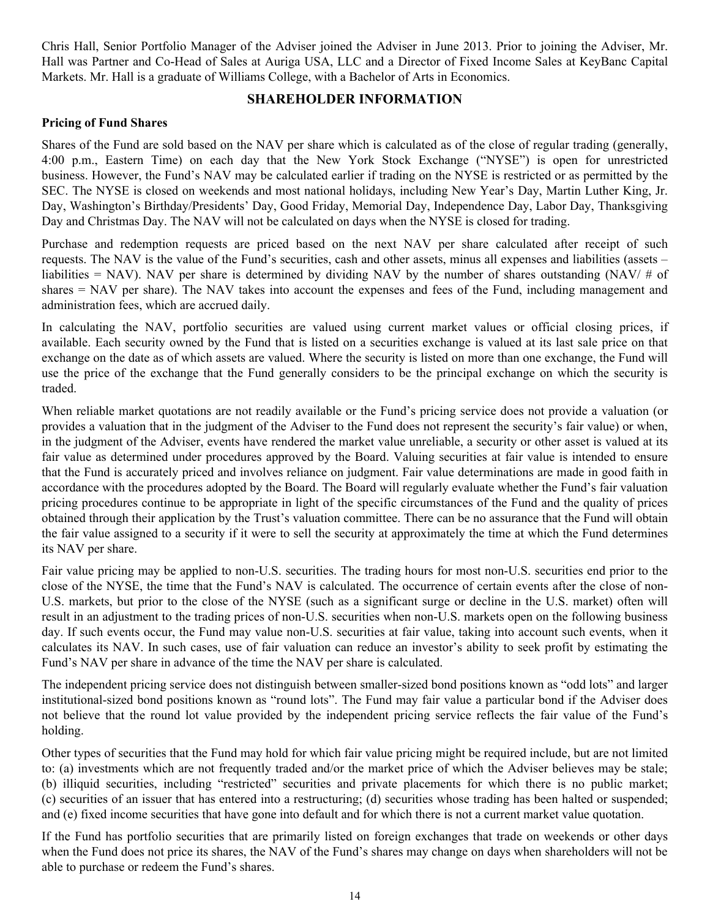Chris Hall, Senior Portfolio Manager of the Adviser joined the Adviser in June 2013. Prior to joining the Adviser, Mr. Hall was Partner and Co-Head of Sales at Auriga USA, LLC and a Director of Fixed Income Sales at KeyBanc Capital Markets. Mr. Hall is a graduate of Williams College, with a Bachelor of Arts in Economics.

## SHAREHOLDER INFORMATION

**Pricing of Fund Shares**

Shares of the Fund are sold based on the NAV per share which is calculated as of the close of regular trading (generally, 4:00 p.m., Eastern Time) on each day that the New York Stock Exchange ("NYSE") is open for unrestricted business. However, the Fund's NAV may be calculated earlier if trading on the NYSE is restricted or as permitted by the SEC. The NYSE is closed on weekends and most national holidays, including New Year's Day, Martin Luther King, Jr. Day, Washington's Birthday/Presidents' Day, Good Friday, Memorial Day, Independence Day, Labor Day, Thanksgiving Day and Christmas Day. The NAV will not be calculated on days when the NYSE is closed for trading.

Purchase and redemption requests are priced based on the next NAV per share calculated after receipt of such requests. The NAV is the value of the Fund's securities, cash and other assets, minus all expenses and liabilities (assets – liabilities = NAV). NAV per share is determined by dividing NAV by the number of shares outstanding (NAV/ # of shares = NAV per share). The NAV takes into account the expenses and fees of the Fund, including management and administration fees, which are accrued daily.

In calculating the NAV, portfolio securities are valued using current market values or official closing prices, if available. Each security owned by the Fund that is listed on a securities exchange is valued at its last sale price on that exchange on the date as of which assets are valued. Where the security is listed on more than one exchange, the Fund will use the price of the exchange that the Fund generally considers to be the principal exchange on which the security is traded.

When reliable market quotations are not readily available or the Fund's pricing service does not provide a valuation (or provides a valuation that in the judgment of the Adviser to the Fund does not represent the security's fair value) or when, in the judgment of the Adviser, events have rendered the market value unreliable, a security or other asset is valued at its fair value as determined under procedures approved by the Board. Valuing securities at fair value is intended to ensure that the Fund is accurately priced and involves reliance on judgment. Fair value determinations are made in good faith in accordance with the procedures adopted by the Board. The Board will regularly evaluate whether the Fund's fair valuation pricing procedures continue to be appropriate in light of the specific circumstances of the Fund and the quality of prices obtained through their application by the Trust's valuation committee. There can be no assurance that the Fund will obtain the fair value assigned to a security if it were to sell the security at approximately the time at which the Fund determines its NAV per share.

Fair value pricing may be applied to non-U.S. securities. The trading hours for most non-U.S. securities end prior to the close of the NYSE, the time that the Fund's NAV is calculated. The occurrence of certain events after the close of non-U.S. markets, but prior to the close of the NYSE (such as a significant surge or decline in the U.S. market) often will result in an adjustment to the trading prices of non-U.S. securities when non-U.S. markets open on the following business day. If such events occur, the Fund may value non-U.S. securities at fair value, taking into account such events, when it calculates its NAV. In such cases, use of fair valuation can reduce an investor's ability to seek profit by estimating the Fund's NAV per share in advance of the time the NAV per share is calculated.

The independent pricing service does not distinguish between smaller-sized bond positions known as "odd lots" and larger institutional-sized bond positions known as "round lots". The Fund may fair value a particular bond if the Adviser does not believe that the round lot value provided by the independent pricing service reflects the fair value of the Fund's holding.

Other types of securities that the Fund may hold for which fair value pricing might be required include, but are not limited to: (a) investments which are not frequently traded and/or the market price of which the Adviser believes may be stale; (b) illiquid securities, including "restricted" securities and private placements for which there is no public market; (c) securities of an issuer that has entered into a restructuring; (d) securities whose trading has been halted or suspended; and (e) fixed income securities that have gone into default and for which there is not a current market value quotation.

If the Fund has portfolio securities that are primarily listed on foreign exchanges that trade on weekends or other days when the Fund does not price its shares, the NAV of the Fund's shares may change on days when shareholders will not be able to purchase or redeem the Fund's shares.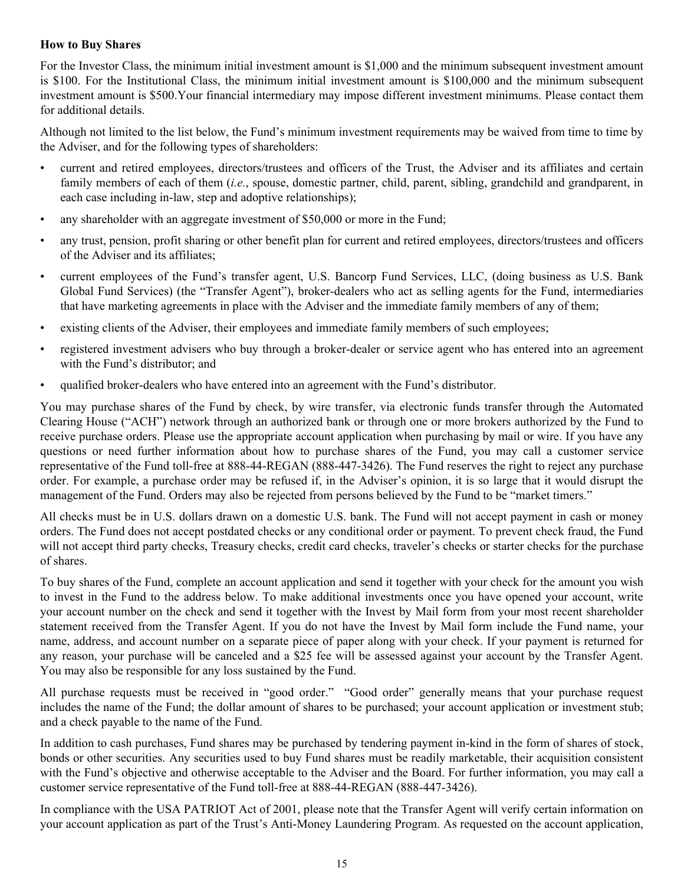**How to Buy Shares**

For the Investor Class, the minimum initial investment amount is $1,000 and the minimum subsequent investment amount is $100. For the Institutional Class, the minimum initial investment amount is $100,000 and the minimum subsequent investment amount is $500.Your financial intermediary may impose different investment minimums. Please contact them for additional details.

Although not limited to the list below, the Fund's minimum investment requirements may be waived from time to time by the Adviser, and for the following types of shareholders:

- current and retired employees, directors/trustees and officers of the Trust, the Adviser and its affiliates and certain family members of each of them (*i.e.*, spouse, domestic partner, child, parent, sibling, grandchild and grandparent, in each case including in-law, step and adoptive relationships);
- any shareholder with an aggregate investment of $50,000 or more in the Fund;
- any trust, pension, profit sharing or other benefit plan for current and retired employees, directors/trustees and officers of the Adviser and its affiliates;
- current employees of the Fund's transfer agent, U.S. Bancorp Fund Services, LLC, (doing business as U.S. Bank Global Fund Services) (the "Transfer Agent"), broker-dealers who act as selling agents for the Fund, intermediaries that have marketing agreements in place with the Adviser and the immediate family members of any of them;
- existing clients of the Adviser, their employees and immediate family members of such employees;
- registered investment advisers who buy through a broker-dealer or service agent who has entered into an agreement with the Fund's distributor; and
- qualified broker-dealers who have entered into an agreement with the Fund's distributor.

You may purchase shares of the Fund by check, by wire transfer, via electronic funds transfer through the Automated Clearing House ("ACH") network through an authorized bank or through one or more brokers authorized by the Fund to receive purchase orders. Please use the appropriate account application when purchasing by mail or wire. If you have any questions or need further information about how to purchase shares of the Fund, you may call a customer service representative of the Fund toll-free at 888-44-REGAN (888-447-3426). The Fund reserves the right to reject any purchase order. For example, a purchase order may be refused if, in the Adviser's opinion, it is so large that it would disrupt the management of the Fund. Orders may also be rejected from persons believed by the Fund to be "market timers."

All checks must be in U.S. dollars drawn on a domestic U.S. bank. The Fund will not accept payment in cash or money orders. The Fund does not accept postdated checks or any conditional order or payment. To prevent check fraud, the Fund will not accept third party checks, Treasury checks, credit card checks, traveler's checks or starter checks for the purchase of shares.

To buy shares of the Fund, complete an account application and send it together with your check for the amount you wish to invest in the Fund to the address below. To make additional investments once you have opened your account, write your account number on the check and send it together with the Invest by Mail form from your most recent shareholder statement received from the Transfer Agent. If you do not have the Invest by Mail form include the Fund name, your name, address, and account number on a separate piece of paper along with your check. If your payment is returned for any reason, your purchase will be canceled and a $25 fee will be assessed against your account by the Transfer Agent. You may also be responsible for any loss sustained by the Fund.

All purchase requests must be received in "good order." "Good order" generally means that your purchase request includes the name of the Fund; the dollar amount of shares to be purchased; your account application or investment stub; and a check payable to the name of the Fund.

In addition to cash purchases, Fund shares may be purchased by tendering payment in-kind in the form of shares of stock, bonds or other securities. Any securities used to buy Fund shares must be readily marketable, their acquisition consistent with the Fund's objective and otherwise acceptable to the Adviser and the Board. For further information, you may call a customer service representative of the Fund toll-free at 888-44-REGAN (888-447-3426).

In compliance with the USA PATRIOT Act of 2001, please note that the Transfer Agent will verify certain information on your account application as part of the Trust's Anti-Money Laundering Program. As requested on the account application,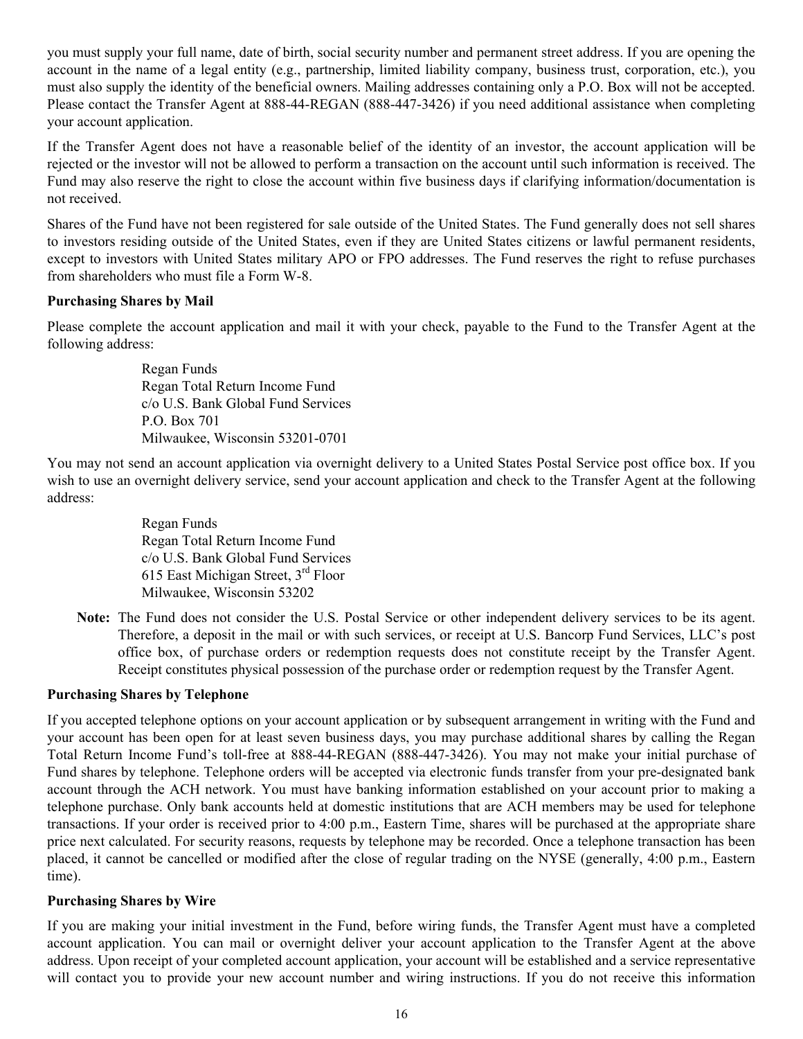you must supply your full name, date of birth, social security number and permanent street address. If you are opening the account in the name of a legal entity (e.g., partnership, limited liability company, business trust, corporation, etc.), you must also supply the identity of the beneficial owners. Mailing addresses containing only a P.O. Box will not be accepted. Please contact the Transfer Agent at 888-44-REGAN (888-447-3426) if you need additional assistance when completing your account application.

If the Transfer Agent does not have a reasonable belief of the identity of an investor, the account application will be rejected or the investor will not be allowed to perform a transaction on the account until such information is received. The Fund may also reserve the right to close the account within five business days if clarifying information/documentation is not received.

Shares of the Fund have not been registered for sale outside of the United States. The Fund generally does not sell shares to investors residing outside of the United States, even if they are United States citizens or lawful permanent residents, except to investors with United States military APO or FPO addresses. The Fund reserves the right to refuse purchases from shareholders who must file a Form W-8.

**Purchasing Shares by Mail**

Please complete the account application and mail it with your check, payable to the Fund to the Transfer Agent at the following address:

> Regan Funds
> Regan Total Return Income Fund
> c/o U.S. Bank Global Fund Services
> P.O. Box 701
> Milwaukee, Wisconsin 53201-0701

You may not send an account application via overnight delivery to a United States Postal Service post office box. If you wish to use an overnight delivery service, send your account application and check to the Transfer Agent at the following address:

> Regan Funds
> Regan Total Return Income Fund
> c/o U.S. Bank Global Fund Services
> 615 East Michigan Street, 3rd Floor
> Milwaukee, Wisconsin 53202

**Note:** The Fund does not consider the U.S. Postal Service or other independent delivery services to be its agent. Therefore, a deposit in the mail or with such services, or receipt at U.S. Bancorp Fund Services, LLC's post office box, of purchase orders or redemption requests does not constitute receipt by the Transfer Agent. Receipt constitutes physical possession of the purchase order or redemption request by the Transfer Agent.

**Purchasing Shares by Telephone**

If you accepted telephone options on your account application or by subsequent arrangement in writing with the Fund and your account has been open for at least seven business days, you may purchase additional shares by calling the Regan Total Return Income Fund's toll-free at 888-44-REGAN (888-447-3426). You may not make your initial purchase of Fund shares by telephone. Telephone orders will be accepted via electronic funds transfer from your pre-designated bank account through the ACH network. You must have banking information established on your account prior to making a telephone purchase. Only bank accounts held at domestic institutions that are ACH members may be used for telephone transactions. If your order is received prior to 4:00 p.m., Eastern Time, shares will be purchased at the appropriate share price next calculated. For security reasons, requests by telephone may be recorded. Once a telephone transaction has been placed, it cannot be cancelled or modified after the close of regular trading on the NYSE (generally, 4:00 p.m., Eastern time).

**Purchasing Shares by Wire**

If you are making your initial investment in the Fund, before wiring funds, the Transfer Agent must have a completed account application. You can mail or overnight deliver your account application to the Transfer Agent at the above address. Upon receipt of your completed account application, your account will be established and a service representative will contact you to provide your new account number and wiring instructions. If you do not receive this information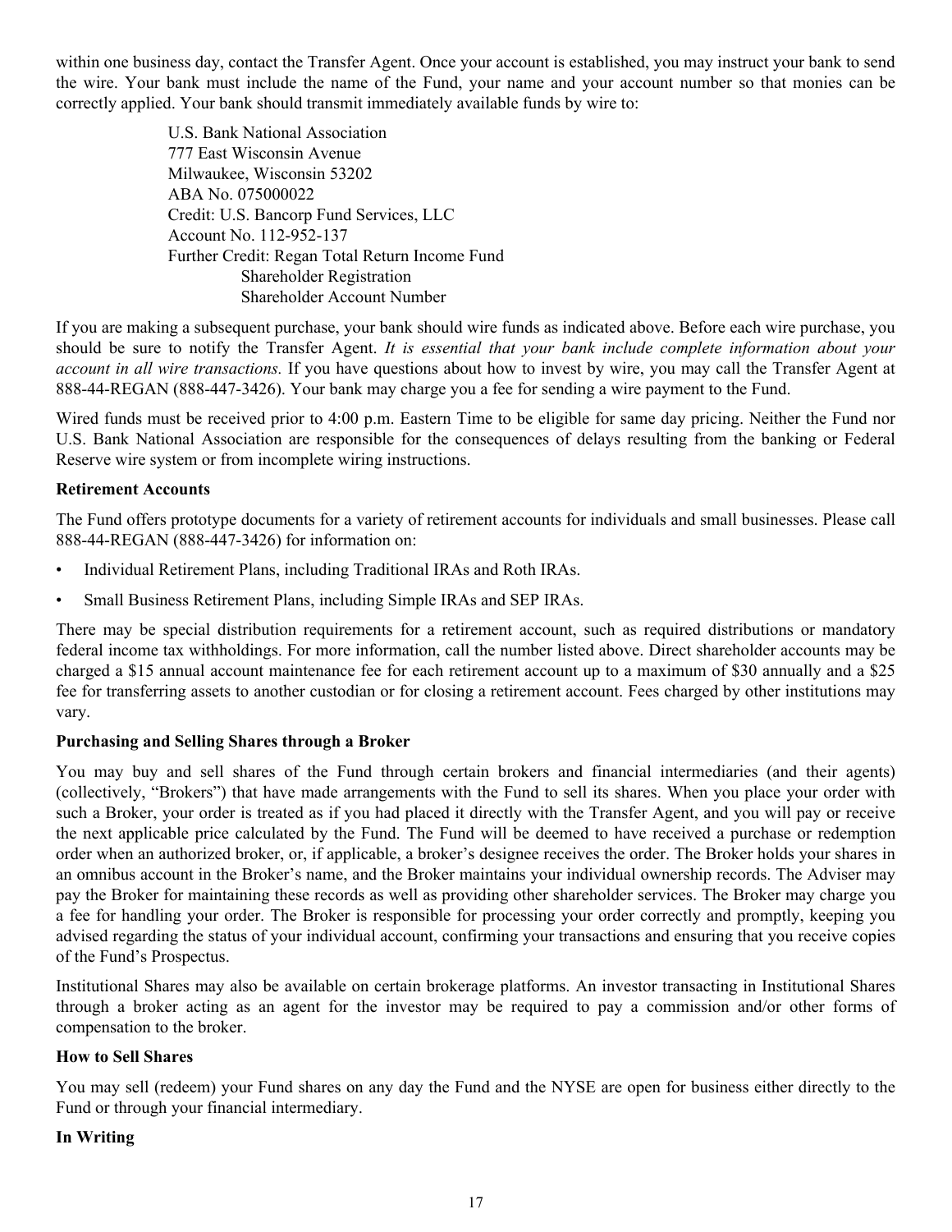within one business day, contact the Transfer Agent. Once your account is established, you may instruct your bank to send the wire. Your bank must include the name of the Fund, your name and your account number so that monies can be correctly applied. Your bank should transmit immediately available funds by wire to:

> U.S. Bank National Association
> 777 East Wisconsin Avenue
> Milwaukee, Wisconsin 53202
> ABA No. 075000022
> Credit: U.S. Bancorp Fund Services, LLC
> Account No. 112-952-137
> Further Credit: Regan Total Return Income Fund
> Shareholder Registration
> Shareholder Account Number

If you are making a subsequent purchase, your bank should wire funds as indicated above. Before each wire purchase, you should be sure to notify the Transfer Agent. *It is essential that your bank include complete information about your account in all wire transactions.* If you have questions about how to invest by wire, you may call the Transfer Agent at 888-44-REGAN (888-447-3426). Your bank may charge you a fee for sending a wire payment to the Fund.

Wired funds must be received prior to 4:00 p.m. Eastern Time to be eligible for same day pricing. Neither the Fund nor U.S. Bank National Association are responsible for the consequences of delays resulting from the banking or Federal Reserve wire system or from incomplete wiring instructions.

**Retirement Accounts**

The Fund offers prototype documents for a variety of retirement accounts for individuals and small businesses. Please call 888-44-REGAN (888-447-3426) for information on:

- Individual Retirement Plans, including Traditional IRAs and Roth IRAs.
- Small Business Retirement Plans, including Simple IRAs and SEP IRAs.

There may be special distribution requirements for a retirement account, such as required distributions or mandatory federal income tax withholdings. For more information, call the number listed above. Direct shareholder accounts may be charged a $15 annual account maintenance fee for each retirement account up to a maximum of $30 annually and a $25 fee for transferring assets to another custodian or for closing a retirement account. Fees charged by other institutions may vary.

**Purchasing and Selling Shares through a Broker**

You may buy and sell shares of the Fund through certain brokers and financial intermediaries (and their agents) (collectively, "Brokers") that have made arrangements with the Fund to sell its shares. When you place your order with such a Broker, your order is treated as if you had placed it directly with the Transfer Agent, and you will pay or receive the next applicable price calculated by the Fund. The Fund will be deemed to have received a purchase or redemption order when an authorized broker, or, if applicable, a broker's designee receives the order. The Broker holds your shares in an omnibus account in the Broker's name, and the Broker maintains your individual ownership records. The Adviser may pay the Broker for maintaining these records as well as providing other shareholder services. The Broker may charge you a fee for handling your order. The Broker is responsible for processing your order correctly and promptly, keeping you advised regarding the status of your individual account, confirming your transactions and ensuring that you receive copies of the Fund's Prospectus.

Institutional Shares may also be available on certain brokerage platforms. An investor transacting in Institutional Shares through a broker acting as an agent for the investor may be required to pay a commission and/or other forms of compensation to the broker.

**How to Sell Shares**

You may sell (redeem) your Fund shares on any day the Fund and the NYSE are open for business either directly to the Fund or through your financial intermediary.

**In Writing**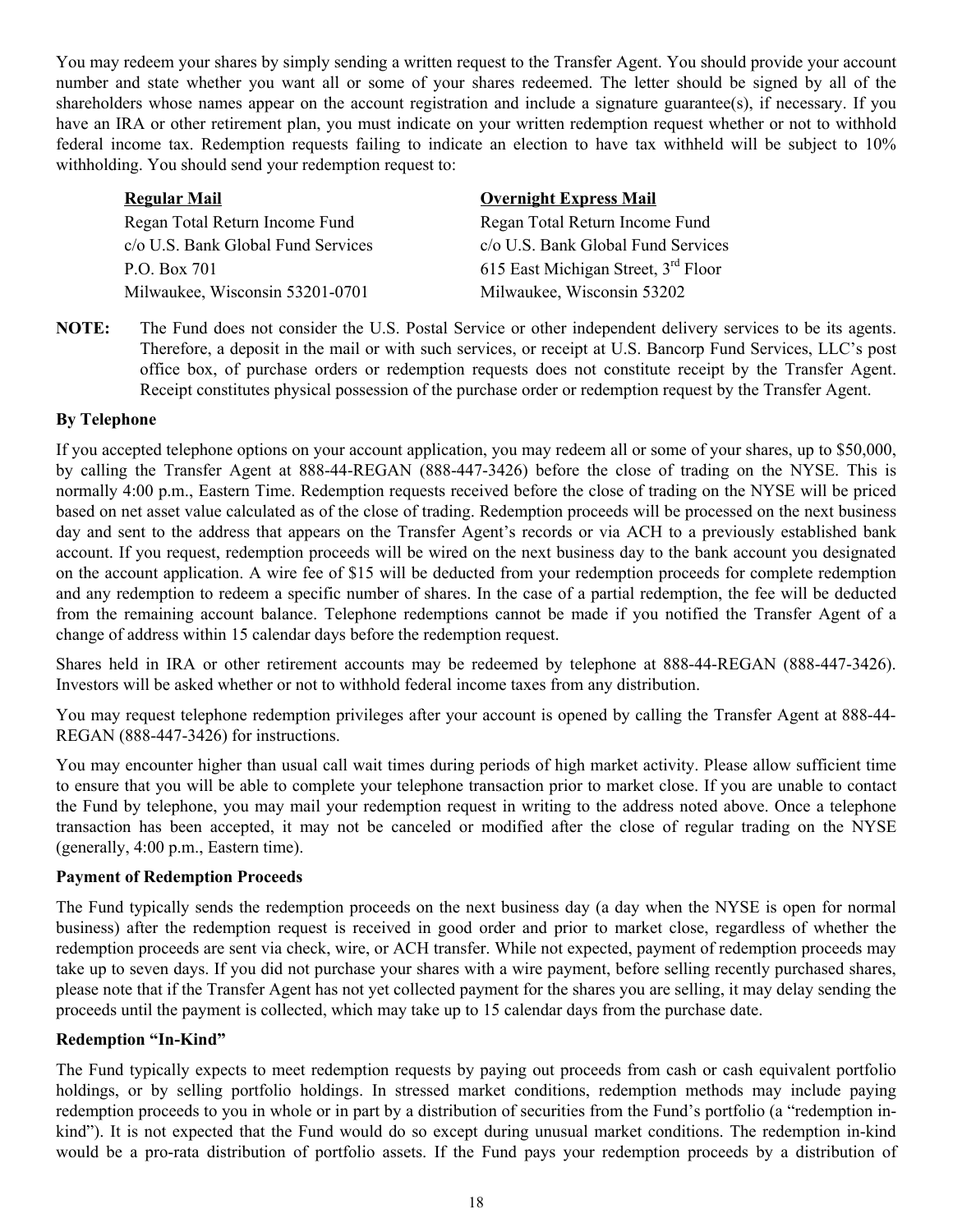You may redeem your shares by simply sending a written request to the Transfer Agent. You should provide your account number and state whether you want all or some of your shares redeemed. The letter should be signed by all of the shareholders whose names appear on the account registration and include a signature guarantee(s), if necessary. If you have an IRA or other retirement plan, you must indicate on your written redemption request whether or not to withhold federal income tax. Redemption requests failing to indicate an election to have tax withheld will be subject to 10% withholding. You should send your redemption request to:

| **Regular Mail** | **Overnight Express Mail** |
|---|---|
| Regan Total Return Income Fund | Regan Total Return Income Fund |
| c/o U.S. Bank Global Fund Services | c/o U.S. Bank Global Fund Services |
| P.O. Box 701 | 615 East Michigan Street, 3rd Floor |
| Milwaukee, Wisconsin 53201-0701 | Milwaukee, Wisconsin 53202 |

**NOTE:** The Fund does not consider the U.S. Postal Service or other independent delivery services to be its agents. Therefore, a deposit in the mail or with such services, or receipt at U.S. Bancorp Fund Services, LLC's post office box, of purchase orders or redemption requests does not constitute receipt by the Transfer Agent. Receipt constitutes physical possession of the purchase order or redemption request by the Transfer Agent.

**By Telephone**

If you accepted telephone options on your account application, you may redeem all or some of your shares, up to $50,000, by calling the Transfer Agent at 888-44-REGAN (888-447-3426) before the close of trading on the NYSE. This is normally 4:00 p.m., Eastern Time. Redemption requests received before the close of trading on the NYSE will be priced based on net asset value calculated as of the close of trading. Redemption proceeds will be processed on the next business day and sent to the address that appears on the Transfer Agent's records or via ACH to a previously established bank account. If you request, redemption proceeds will be wired on the next business day to the bank account you designated on the account application. A wire fee of $15 will be deducted from your redemption proceeds for complete redemption and any redemption to redeem a specific number of shares. In the case of a partial redemption, the fee will be deducted from the remaining account balance. Telephone redemptions cannot be made if you notified the Transfer Agent of a change of address within 15 calendar days before the redemption request.

Shares held in IRA or other retirement accounts may be redeemed by telephone at 888-44-REGAN (888-447-3426). Investors will be asked whether or not to withhold federal income taxes from any distribution.

You may request telephone redemption privileges after your account is opened by calling the Transfer Agent at 888-44-REGAN (888-447-3426) for instructions.

You may encounter higher than usual call wait times during periods of high market activity. Please allow sufficient time to ensure that you will be able to complete your telephone transaction prior to market close. If you are unable to contact the Fund by telephone, you may mail your redemption request in writing to the address noted above. Once a telephone transaction has been accepted, it may not be canceled or modified after the close of regular trading on the NYSE (generally, 4:00 p.m., Eastern time).

**Payment of Redemption Proceeds**

The Fund typically sends the redemption proceeds on the next business day (a day when the NYSE is open for normal business) after the redemption request is received in good order and prior to market close, regardless of whether the redemption proceeds are sent via check, wire, or ACH transfer. While not expected, payment of redemption proceeds may take up to seven days. If you did not purchase your shares with a wire payment, before selling recently purchased shares, please note that if the Transfer Agent has not yet collected payment for the shares you are selling, it may delay sending the proceeds until the payment is collected, which may take up to 15 calendar days from the purchase date.

**Redemption "In-Kind"**

The Fund typically expects to meet redemption requests by paying out proceeds from cash or cash equivalent portfolio holdings, or by selling portfolio holdings. In stressed market conditions, redemption methods may include paying redemption proceeds to you in whole or in part by a distribution of securities from the Fund's portfolio (a "redemption in-kind"). It is not expected that the Fund would do so except during unusual market conditions. The redemption in-kind would be a pro-rata distribution of portfolio assets. If the Fund pays your redemption proceeds by a distribution of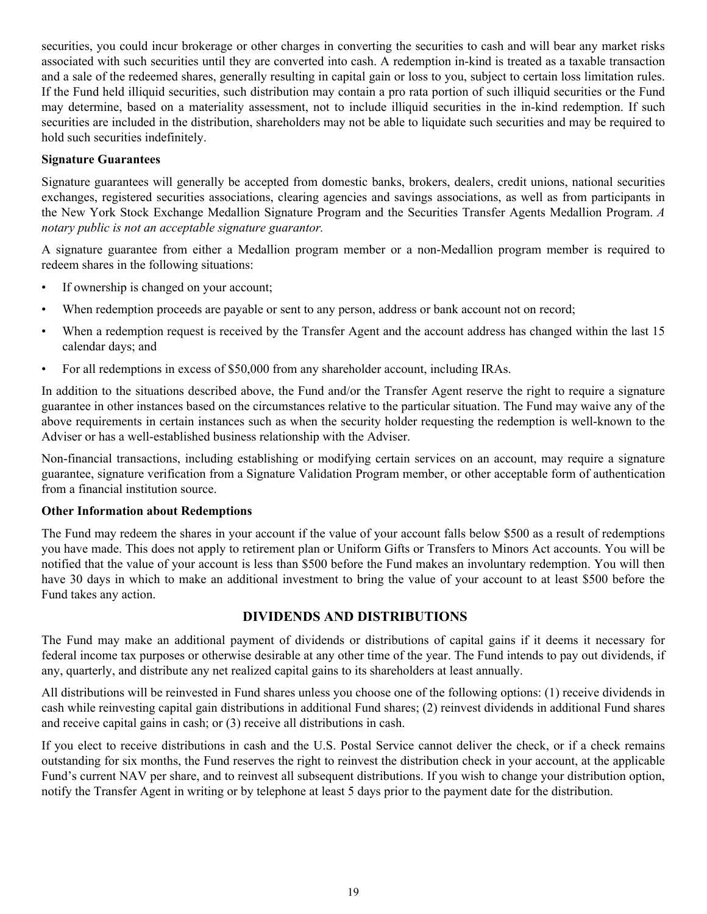securities, you could incur brokerage or other charges in converting the securities to cash and will bear any market risks associated with such securities until they are converted into cash. A redemption in-kind is treated as a taxable transaction and a sale of the redeemed shares, generally resulting in capital gain or loss to you, subject to certain loss limitation rules. If the Fund held illiquid securities, such distribution may contain a pro rata portion of such illiquid securities or the Fund may determine, based on a materiality assessment, not to include illiquid securities in the in-kind redemption. If such securities are included in the distribution, shareholders may not be able to liquidate such securities and may be required to hold such securities indefinitely.

**Signature Guarantees**

Signature guarantees will generally be accepted from domestic banks, brokers, dealers, credit unions, national securities exchanges, registered securities associations, clearing agencies and savings associations, as well as from participants in the New York Stock Exchange Medallion Signature Program and the Securities Transfer Agents Medallion Program. *A notary public is not an acceptable signature guarantor.*

A signature guarantee from either a Medallion program member or a non-Medallion program member is required to redeem shares in the following situations:

- If ownership is changed on your account;
- When redemption proceeds are payable or sent to any person, address or bank account not on record;
- When a redemption request is received by the Transfer Agent and the account address has changed within the last 15 calendar days; and
- For all redemptions in excess of $50,000 from any shareholder account, including IRAs.

In addition to the situations described above, the Fund and/or the Transfer Agent reserve the right to require a signature guarantee in other instances based on the circumstances relative to the particular situation. The Fund may waive any of the above requirements in certain instances such as when the security holder requesting the redemption is well-known to the Adviser or has a well-established business relationship with the Adviser.

Non-financial transactions, including establishing or modifying certain services on an account, may require a signature guarantee, signature verification from a Signature Validation Program member, or other acceptable form of authentication from a financial institution source.

**Other Information about Redemptions**

The Fund may redeem the shares in your account if the value of your account falls below $500 as a result of redemptions you have made. This does not apply to retirement plan or Uniform Gifts or Transfers to Minors Act accounts. You will be notified that the value of your account is less than $500 before the Fund makes an involuntary redemption. You will then have 30 days in which to make an additional investment to bring the value of your account to at least $500 before the Fund takes any action.

## DIVIDENDS AND DISTRIBUTIONS

The Fund may make an additional payment of dividends or distributions of capital gains if it deems it necessary for federal income tax purposes or otherwise desirable at any other time of the year. The Fund intends to pay out dividends, if any, quarterly, and distribute any net realized capital gains to its shareholders at least annually.

All distributions will be reinvested in Fund shares unless you choose one of the following options: (1) receive dividends in cash while reinvesting capital gain distributions in additional Fund shares; (2) reinvest dividends in additional Fund shares and receive capital gains in cash; or (3) receive all distributions in cash.

If you elect to receive distributions in cash and the U.S. Postal Service cannot deliver the check, or if a check remains outstanding for six months, the Fund reserves the right to reinvest the distribution check in your account, at the applicable Fund's current NAV per share, and to reinvest all subsequent distributions. If you wish to change your distribution option, notify the Transfer Agent in writing or by telephone at least 5 days prior to the payment date for the distribution.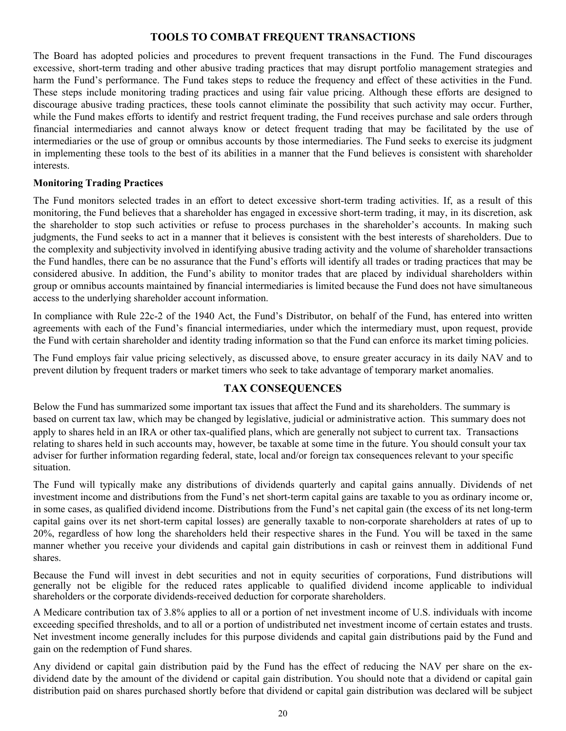## TOOLS TO COMBAT FREQUENT TRANSACTIONS

The Board has adopted policies and procedures to prevent frequent transactions in the Fund. The Fund discourages excessive, short-term trading and other abusive trading practices that may disrupt portfolio management strategies and harm the Fund's performance. The Fund takes steps to reduce the frequency and effect of these activities in the Fund. These steps include monitoring trading practices and using fair value pricing. Although these efforts are designed to discourage abusive trading practices, these tools cannot eliminate the possibility that such activity may occur. Further, while the Fund makes efforts to identify and restrict frequent trading, the Fund receives purchase and sale orders through financial intermediaries and cannot always know or detect frequent trading that may be facilitated by the use of intermediaries or the use of group or omnibus accounts by those intermediaries. The Fund seeks to exercise its judgment in implementing these tools to the best of its abilities in a manner that the Fund believes is consistent with shareholder interests.

**Monitoring Trading Practices**

The Fund monitors selected trades in an effort to detect excessive short-term trading activities. If, as a result of this monitoring, the Fund believes that a shareholder has engaged in excessive short-term trading, it may, in its discretion, ask the shareholder to stop such activities or refuse to process purchases in the shareholder's accounts. In making such judgments, the Fund seeks to act in a manner that it believes is consistent with the best interests of shareholders. Due to the complexity and subjectivity involved in identifying abusive trading activity and the volume of shareholder transactions the Fund handles, there can be no assurance that the Fund's efforts will identify all trades or trading practices that may be considered abusive. In addition, the Fund's ability to monitor trades that are placed by individual shareholders within group or omnibus accounts maintained by financial intermediaries is limited because the Fund does not have simultaneous access to the underlying shareholder account information.

In compliance with Rule 22c-2 of the 1940 Act, the Fund's Distributor, on behalf of the Fund, has entered into written agreements with each of the Fund's financial intermediaries, under which the intermediary must, upon request, provide the Fund with certain shareholder and identity trading information so that the Fund can enforce its market timing policies.

The Fund employs fair value pricing selectively, as discussed above, to ensure greater accuracy in its daily NAV and to prevent dilution by frequent traders or market timers who seek to take advantage of temporary market anomalies.

## TAX CONSEQUENCES

Below the Fund has summarized some important tax issues that affect the Fund and its shareholders. The summary is based on current tax law, which may be changed by legislative, judicial or administrative action. This summary does not apply to shares held in an IRA or other tax-qualified plans, which are generally not subject to current tax. Transactions relating to shares held in such accounts may, however, be taxable at some time in the future. You should consult your tax adviser for further information regarding federal, state, local and/or foreign tax consequences relevant to your specific situation.

The Fund will typically make any distributions of dividends quarterly and capital gains annually. Dividends of net investment income and distributions from the Fund's net short-term capital gains are taxable to you as ordinary income or, in some cases, as qualified dividend income. Distributions from the Fund's net capital gain (the excess of its net long-term capital gains over its net short-term capital losses) are generally taxable to non-corporate shareholders at rates of up to 20%, regardless of how long the shareholders held their respective shares in the Fund. You will be taxed in the same manner whether you receive your dividends and capital gain distributions in cash or reinvest them in additional Fund shares.

Because the Fund will invest in debt securities and not in equity securities of corporations, Fund distributions will generally not be eligible for the reduced rates applicable to qualified dividend income applicable to individual shareholders or the corporate dividends-received deduction for corporate shareholders.

A Medicare contribution tax of 3.8% applies to all or a portion of net investment income of U.S. individuals with income exceeding specified thresholds, and to all or a portion of undistributed net investment income of certain estates and trusts. Net investment income generally includes for this purpose dividends and capital gain distributions paid by the Fund and gain on the redemption of Fund shares.

Any dividend or capital gain distribution paid by the Fund has the effect of reducing the NAV per share on the ex-dividend date by the amount of the dividend or capital gain distribution. You should note that a dividend or capital gain distribution paid on shares purchased shortly before that dividend or capital gain distribution was declared will be subject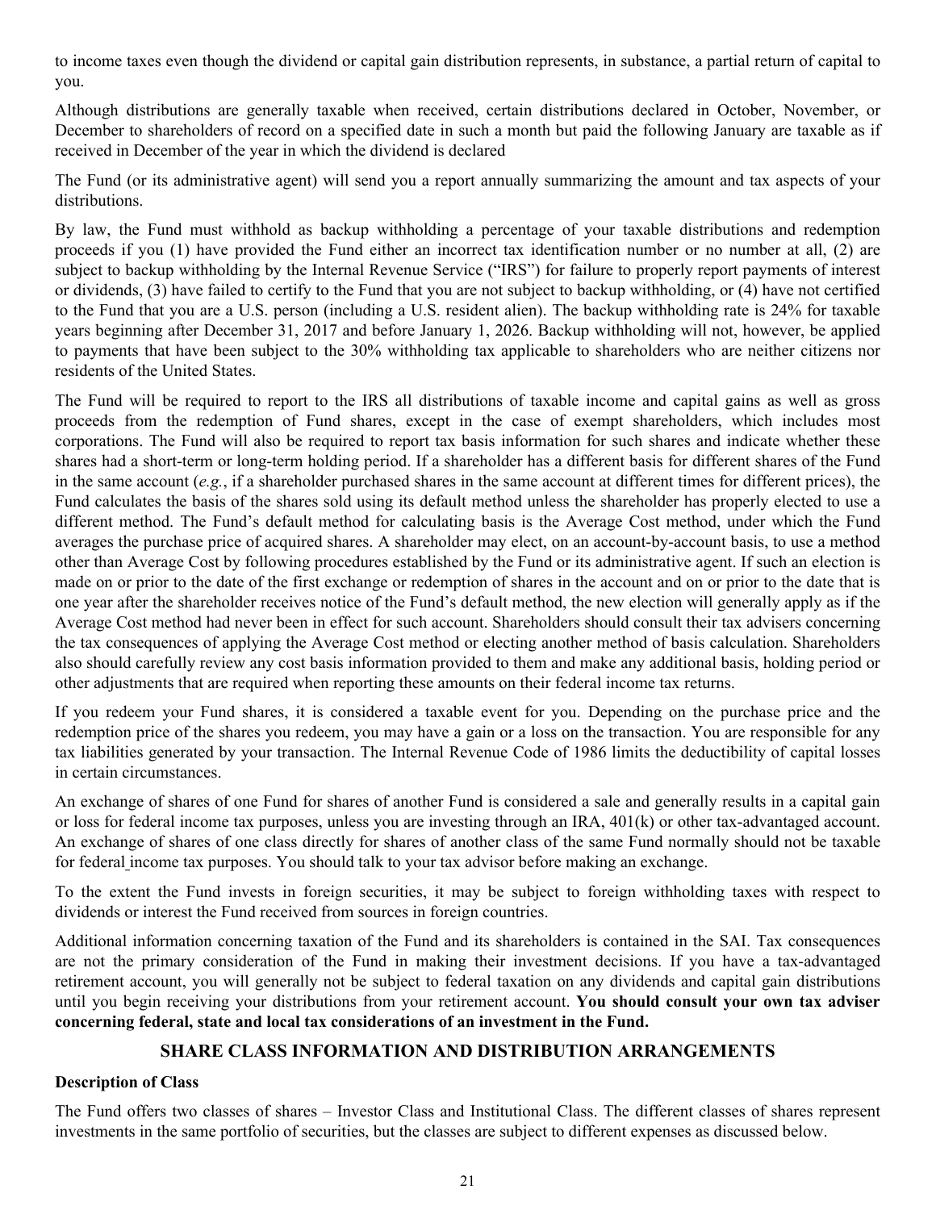to income taxes even though the dividend or capital gain distribution represents, in substance, a partial return of capital to you.

Although distributions are generally taxable when received, certain distributions declared in October, November, or December to shareholders of record on a specified date in such a month but paid the following January are taxable as if received in December of the year in which the dividend is declared

The Fund (or its administrative agent) will send you a report annually summarizing the amount and tax aspects of your distributions.

By law, the Fund must withhold as backup withholding a percentage of your taxable distributions and redemption proceeds if you (1) have provided the Fund either an incorrect tax identification number or no number at all, (2) are subject to backup withholding by the Internal Revenue Service ("IRS") for failure to properly report payments of interest or dividends, (3) have failed to certify to the Fund that you are not subject to backup withholding, or (4) have not certified to the Fund that you are a U.S. person (including a U.S. resident alien). The backup withholding rate is 24% for taxable years beginning after December 31, 2017 and before January 1, 2026. Backup withholding will not, however, be applied to payments that have been subject to the 30% withholding tax applicable to shareholders who are neither citizens nor residents of the United States.

The Fund will be required to report to the IRS all distributions of taxable income and capital gains as well as gross proceeds from the redemption of Fund shares, except in the case of exempt shareholders, which includes most corporations. The Fund will also be required to report tax basis information for such shares and indicate whether these shares had a short-term or long-term holding period. If a shareholder has a different basis for different shares of the Fund in the same account (*e.g.*, if a shareholder purchased shares in the same account at different times for different prices), the Fund calculates the basis of the shares sold using its default method unless the shareholder has properly elected to use a different method. The Fund's default method for calculating basis is the Average Cost method, under which the Fund averages the purchase price of acquired shares. A shareholder may elect, on an account-by-account basis, to use a method other than Average Cost by following procedures established by the Fund or its administrative agent. If such an election is made on or prior to the date of the first exchange or redemption of shares in the account and on or prior to the date that is one year after the shareholder receives notice of the Fund's default method, the new election will generally apply as if the Average Cost method had never been in effect for such account. Shareholders should consult their tax advisers concerning the tax consequences of applying the Average Cost method or electing another method of basis calculation. Shareholders also should carefully review any cost basis information provided to them and make any additional basis, holding period or other adjustments that are required when reporting these amounts on their federal income tax returns.

If you redeem your Fund shares, it is considered a taxable event for you. Depending on the purchase price and the redemption price of the shares you redeem, you may have a gain or a loss on the transaction. You are responsible for any tax liabilities generated by your transaction. The Internal Revenue Code of 1986 limits the deductibility of capital losses in certain circumstances.

An exchange of shares of one Fund for shares of another Fund is considered a sale and generally results in a capital gain or loss for federal income tax purposes, unless you are investing through an IRA, 401(k) or other tax-advantaged account. An exchange of shares of one class directly for shares of another class of the same Fund normally should not be taxable for federal income tax purposes. You should talk to your tax advisor before making an exchange.

To the extent the Fund invests in foreign securities, it may be subject to foreign withholding taxes with respect to dividends or interest the Fund received from sources in foreign countries.

Additional information concerning taxation of the Fund and its shareholders is contained in the SAI. Tax consequences are not the primary consideration of the Fund in making their investment decisions. If you have a tax-advantaged retirement account, you will generally not be subject to federal taxation on any dividends and capital gain distributions until you begin receiving your distributions from your retirement account. **You should consult your own tax adviser concerning federal, state and local tax considerations of an investment in the Fund.**

## SHARE CLASS INFORMATION AND DISTRIBUTION ARRANGEMENTS

**Description of Class**

The Fund offers two classes of shares – Investor Class and Institutional Class. The different classes of shares represent investments in the same portfolio of securities, but the classes are subject to different expenses as discussed below.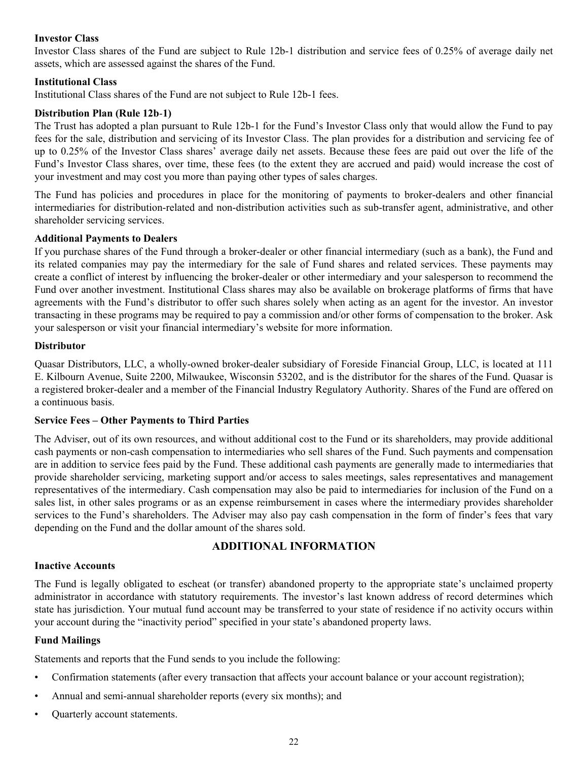### Investor Class

Investor Class shares of the Fund are subject to Rule 12b-1 distribution and service fees of 0.25% of average daily net assets, which are assessed against the shares of the Fund.

### Institutional Class

Institutional Class shares of the Fund are not subject to Rule 12b-1 fees.

### Distribution Plan (Rule 12b-1)

The Trust has adopted a plan pursuant to Rule 12b-1 for the Fund's Investor Class only that would allow the Fund to pay fees for the sale, distribution and servicing of its Investor Class. The plan provides for a distribution and servicing fee of up to 0.25% of the Investor Class shares' average daily net assets. Because these fees are paid out over the life of the Fund's Investor Class shares, over time, these fees (to the extent they are accrued and paid) would increase the cost of your investment and may cost you more than paying other types of sales charges.

The Fund has policies and procedures in place for the monitoring of payments to broker-dealers and other financial intermediaries for distribution-related and non-distribution activities such as sub-transfer agent, administrative, and other shareholder servicing services.

### Additional Payments to Dealers

If you purchase shares of the Fund through a broker-dealer or other financial intermediary (such as a bank), the Fund and its related companies may pay the intermediary for the sale of Fund shares and related services. These payments may create a conflict of interest by influencing the broker-dealer or other intermediary and your salesperson to recommend the Fund over another investment. Institutional Class shares may also be available on brokerage platforms of firms that have agreements with the Fund's distributor to offer such shares solely when acting as an agent for the investor. An investor transacting in these programs may be required to pay a commission and/or other forms of compensation to the broker. Ask your salesperson or visit your financial intermediary's website for more information.

### Distributor

Quasar Distributors, LLC, a wholly-owned broker-dealer subsidiary of Foreside Financial Group, LLC, is located at 111 E. Kilbourn Avenue, Suite 2200, Milwaukee, Wisconsin 53202, and is the distributor for the shares of the Fund. Quasar is a registered broker-dealer and a member of the Financial Industry Regulatory Authority. Shares of the Fund are offered on a continuous basis.

### Service Fees – Other Payments to Third Parties

The Adviser, out of its own resources, and without additional cost to the Fund or its shareholders, may provide additional cash payments or non-cash compensation to intermediaries who sell shares of the Fund. Such payments and compensation are in addition to service fees paid by the Fund. These additional cash payments are generally made to intermediaries that provide shareholder servicing, marketing support and/or access to sales meetings, sales representatives and management representatives of the intermediary. Cash compensation may also be paid to intermediaries for inclusion of the Fund on a sales list, in other sales programs or as an expense reimbursement in cases where the intermediary provides shareholder services to the Fund's shareholders. The Adviser may also pay cash compensation in the form of finder's fees that vary depending on the Fund and the dollar amount of the shares sold.

## ADDITIONAL INFORMATION

### Inactive Accounts

The Fund is legally obligated to escheat (or transfer) abandoned property to the appropriate state's unclaimed property administrator in accordance with statutory requirements. The investor's last known address of record determines which state has jurisdiction. Your mutual fund account may be transferred to your state of residence if no activity occurs within your account during the "inactivity period" specified in your state's abandoned property laws.

### Fund Mailings

Statements and reports that the Fund sends to you include the following:

- Confirmation statements (after every transaction that affects your account balance or your account registration);
- Annual and semi-annual shareholder reports (every six months); and
- Quarterly account statements.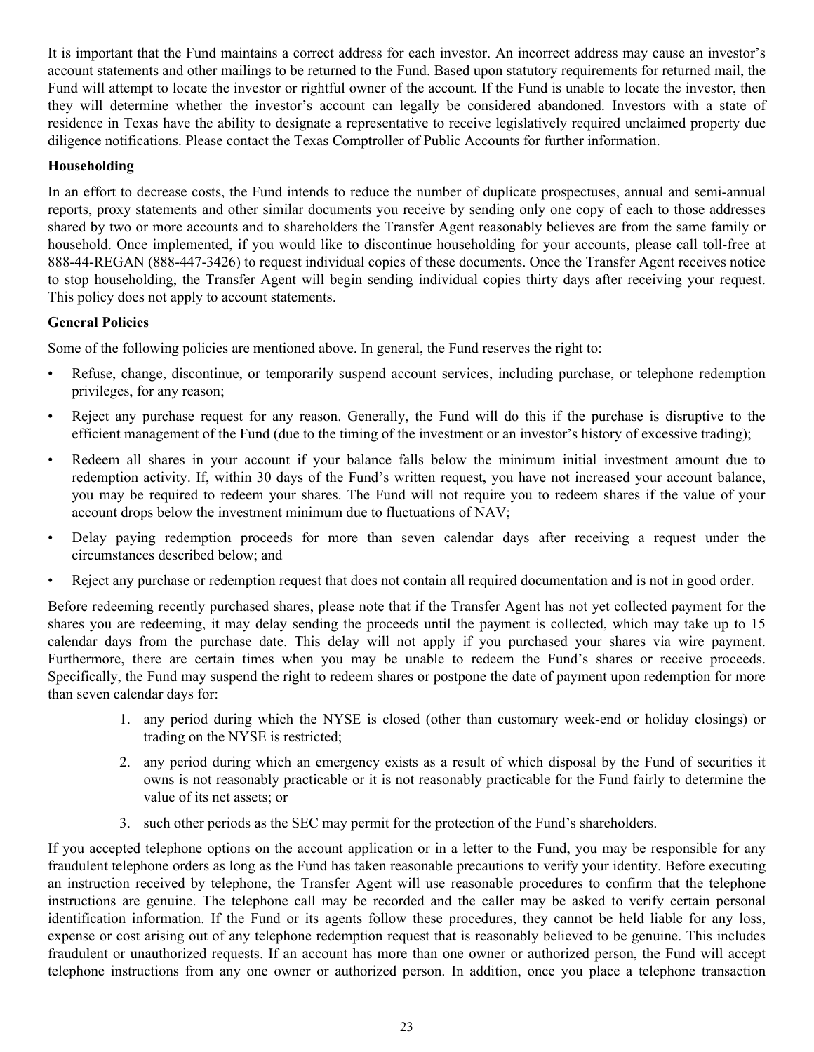It is important that the Fund maintains a correct address for each investor. An incorrect address may cause an investor's account statements and other mailings to be returned to the Fund. Based upon statutory requirements for returned mail, the Fund will attempt to locate the investor or rightful owner of the account. If the Fund is unable to locate the investor, then they will determine whether the investor's account can legally be considered abandoned. Investors with a state of residence in Texas have the ability to designate a representative to receive legislatively required unclaimed property due diligence notifications. Please contact the Texas Comptroller of Public Accounts for further information.

**Householding**

In an effort to decrease costs, the Fund intends to reduce the number of duplicate prospectuses, annual and semi-annual reports, proxy statements and other similar documents you receive by sending only one copy of each to those addresses shared by two or more accounts and to shareholders the Transfer Agent reasonably believes are from the same family or household. Once implemented, if you would like to discontinue householding for your accounts, please call toll-free at 888-44-REGAN (888-447-3426) to request individual copies of these documents. Once the Transfer Agent receives notice to stop householding, the Transfer Agent will begin sending individual copies thirty days after receiving your request. This policy does not apply to account statements.

**General Policies**

Some of the following policies are mentioned above. In general, the Fund reserves the right to:

- Refuse, change, discontinue, or temporarily suspend account services, including purchase, or telephone redemption privileges, for any reason;
- Reject any purchase request for any reason. Generally, the Fund will do this if the purchase is disruptive to the efficient management of the Fund (due to the timing of the investment or an investor's history of excessive trading);
- Redeem all shares in your account if your balance falls below the minimum initial investment amount due to redemption activity. If, within 30 days of the Fund's written request, you have not increased your account balance, you may be required to redeem your shares. The Fund will not require you to redeem shares if the value of your account drops below the investment minimum due to fluctuations of NAV;
- Delay paying redemption proceeds for more than seven calendar days after receiving a request under the circumstances described below; and
- Reject any purchase or redemption request that does not contain all required documentation and is not in good order.

Before redeeming recently purchased shares, please note that if the Transfer Agent has not yet collected payment for the shares you are redeeming, it may delay sending the proceeds until the payment is collected, which may take up to 15 calendar days from the purchase date. This delay will not apply if you purchased your shares via wire payment. Furthermore, there are certain times when you may be unable to redeem the Fund's shares or receive proceeds. Specifically, the Fund may suspend the right to redeem shares or postpone the date of payment upon redemption for more than seven calendar days for:

1. any period during which the NYSE is closed (other than customary week-end or holiday closings) or trading on the NYSE is restricted;
2. any period during which an emergency exists as a result of which disposal by the Fund of securities it owns is not reasonably practicable or it is not reasonably practicable for the Fund fairly to determine the value of its net assets; or
3. such other periods as the SEC may permit for the protection of the Fund's shareholders.

If you accepted telephone options on the account application or in a letter to the Fund, you may be responsible for any fraudulent telephone orders as long as the Fund has taken reasonable precautions to verify your identity. Before executing an instruction received by telephone, the Transfer Agent will use reasonable procedures to confirm that the telephone instructions are genuine. The telephone call may be recorded and the caller may be asked to verify certain personal identification information. If the Fund or its agents follow these procedures, they cannot be held liable for any loss, expense or cost arising out of any telephone redemption request that is reasonably believed to be genuine. This includes fraudulent or unauthorized requests. If an account has more than one owner or authorized person, the Fund will accept telephone instructions from any one owner or authorized person. In addition, once you place a telephone transaction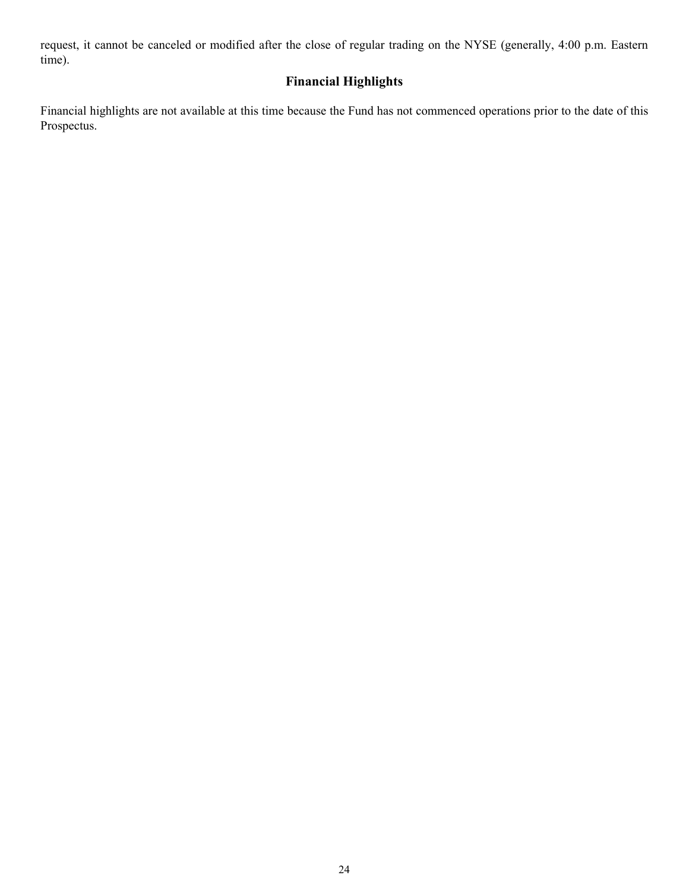request, it cannot be canceled or modified after the close of regular trading on the NYSE (generally, 4:00 p.m. Eastern time).

## Financial Highlights

Financial highlights are not available at this time because the Fund has not commenced operations prior to the date of this Prospectus.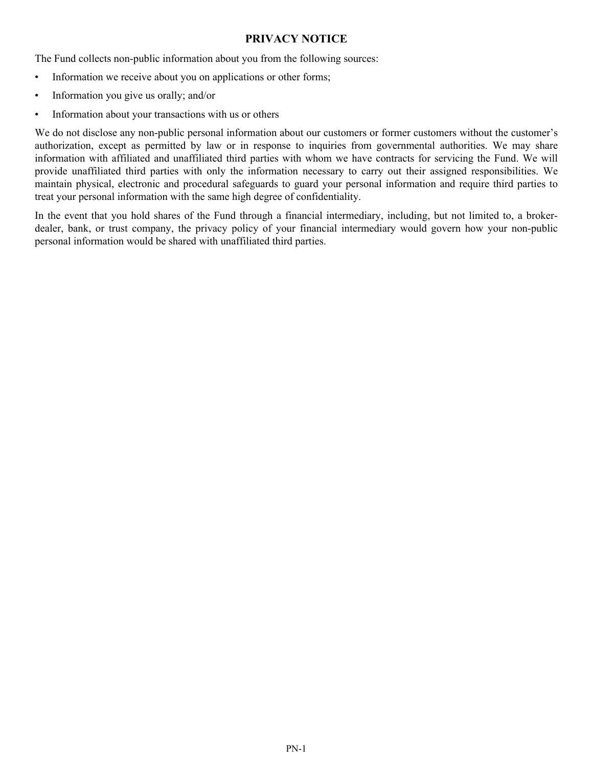# PRIVACY NOTICE

The Fund collects non-public information about you from the following sources:

- Information we receive about you on applications or other forms;
- Information you give us orally; and/or
- Information about your transactions with us or others

We do not disclose any non-public personal information about our customers or former customers without the customer's authorization, except as permitted by law or in response to inquiries from governmental authorities. We may share information with affiliated and unaffiliated third parties with whom we have contracts for servicing the Fund. We will provide unaffiliated third parties with only the information necessary to carry out their assigned responsibilities. We maintain physical, electronic and procedural safeguards to guard your personal information and require third parties to treat your personal information with the same high degree of confidentiality.

In the event that you hold shares of the Fund through a financial intermediary, including, but not limited to, a broker-dealer, bank, or trust company, the privacy policy of your financial intermediary would govern how your non-public personal information would be shared with unaffiliated third parties.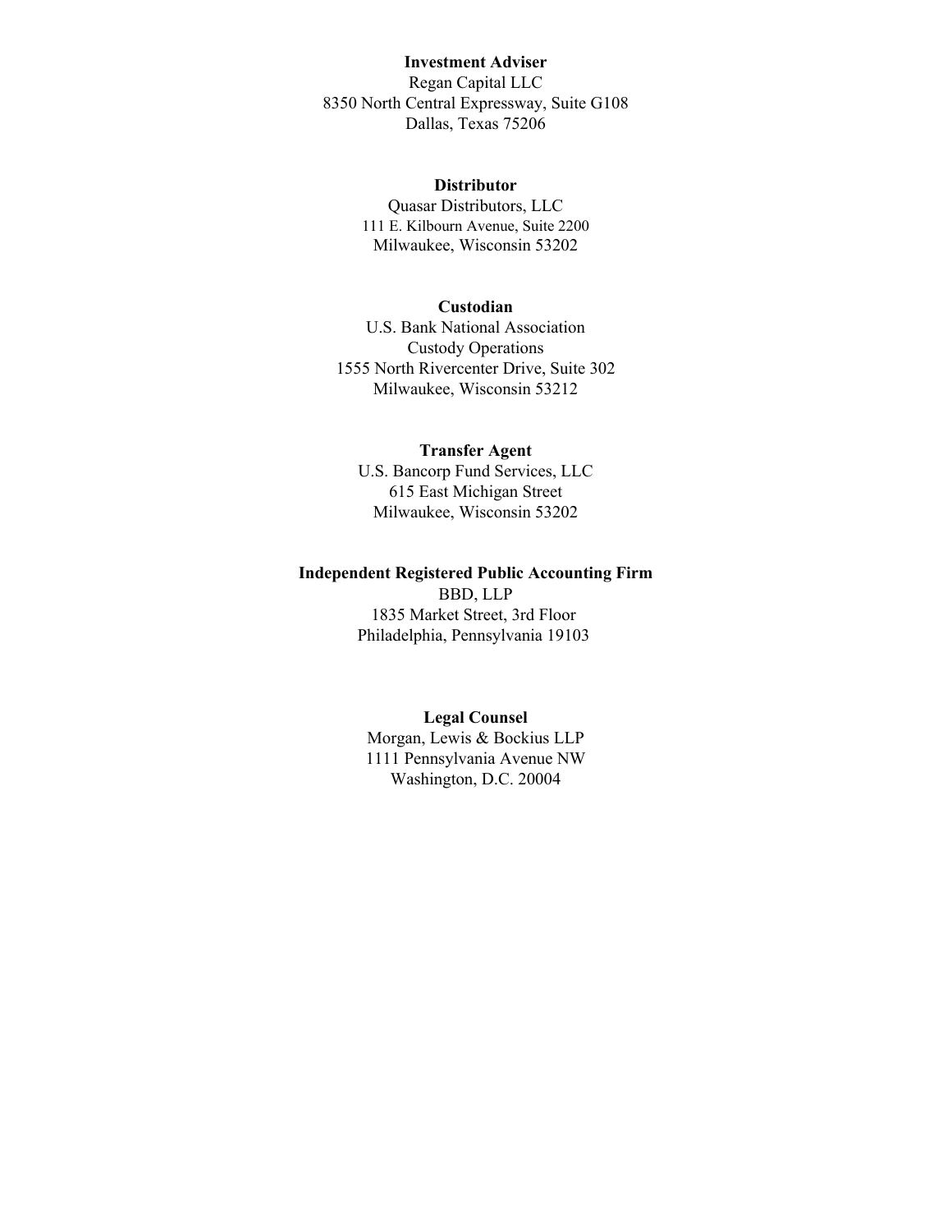**Investment Adviser**
Regan Capital LLC
8350 North Central Expressway, Suite G108
Dallas, Texas 75206

**Distributor**
Quasar Distributors, LLC
111 E. Kilbourn Avenue, Suite 2200
Milwaukee, Wisconsin 53202

**Custodian**
U.S. Bank National Association
Custody Operations
1555 North Rivercenter Drive, Suite 302
Milwaukee, Wisconsin 53212

**Transfer Agent**
U.S. Bancorp Fund Services, LLC
615 East Michigan Street
Milwaukee, Wisconsin 53202

**Independent Registered Public Accounting Firm**
BBD, LLP
1835 Market Street, 3rd Floor
Philadelphia, Pennsylvania 19103

**Legal Counsel**
Morgan, Lewis & Bockius LLP
1111 Pennsylvania Avenue NW
Washington, D.C. 20004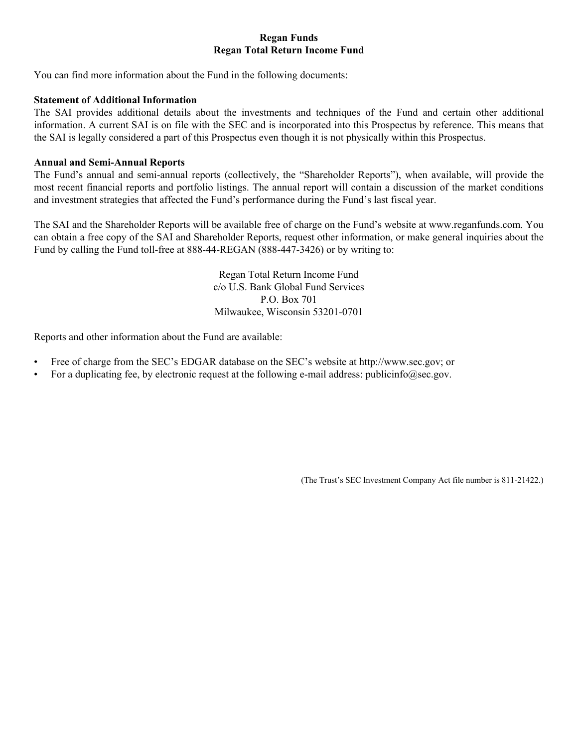**Regan Funds**
**Regan Total Return Income Fund**

You can find more information about the Fund in the following documents:

**Statement of Additional Information**
The SAI provides additional details about the investments and techniques of the Fund and certain other additional information. A current SAI is on file with the SEC and is incorporated into this Prospectus by reference. This means that the SAI is legally considered a part of this Prospectus even though it is not physically within this Prospectus.

**Annual and Semi-Annual Reports**
The Fund's annual and semi-annual reports (collectively, the "Shareholder Reports"), when available, will provide the most recent financial reports and portfolio listings. The annual report will contain a discussion of the market conditions and investment strategies that affected the Fund's performance during the Fund's last fiscal year.

The SAI and the Shareholder Reports will be available free of charge on the Fund's website at www.reganfunds.com. You can obtain a free copy of the SAI and Shareholder Reports, request other information, or make general inquiries about the Fund by calling the Fund toll-free at 888-44-REGAN (888-447-3426) or by writing to:

Regan Total Return Income Fund
c/o U.S. Bank Global Fund Services
P.O. Box 701
Milwaukee, Wisconsin 53201-0701

Reports and other information about the Fund are available:

- Free of charge from the SEC's EDGAR database on the SEC's website at http://www.sec.gov; or
- For a duplicating fee, by electronic request at the following e-mail address: publicinfo@sec.gov.

(The Trust's SEC Investment Company Act file number is 811-21422.)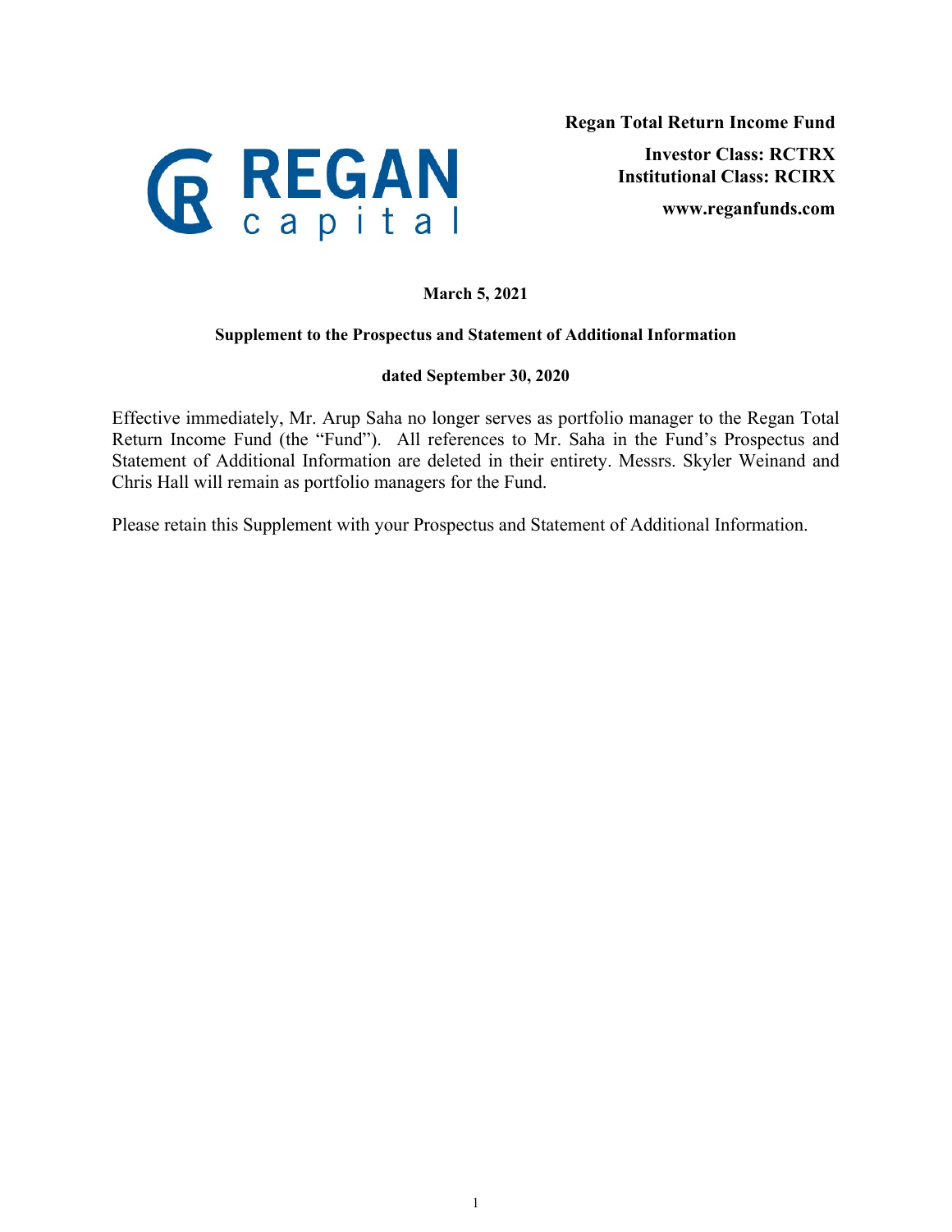**Regan Total Return Income Fund**

**Investor Class: RCTRX**
**Institutional Class: RCIRX**

**www.reganfunds.com**

**March 5, 2021**

**Supplement to the Prospectus and Statement of Additional Information**

**dated September 30, 2020**

Effective immediately, Mr. Arup Saha no longer serves as portfolio manager to the Regan Total Return Income Fund (the "Fund"). All references to Mr. Saha in the Fund's Prospectus and Statement of Additional Information are deleted in their entirety. Messrs. Skyler Weinand and Chris Hall will remain as portfolio managers for the Fund.

Please retain this Supplement with your Prospectus and Statement of Additional Information.